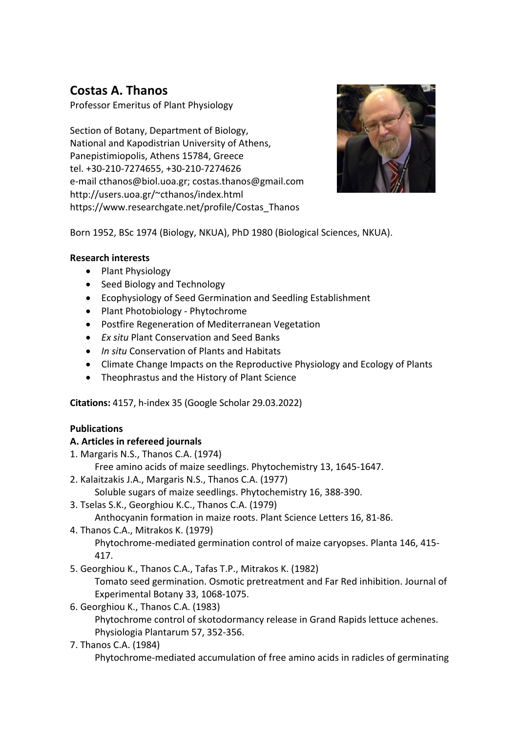# Costas A. Thanos

Professor Emeritus of Plant Physiology

Section of Botany, Department of Biology,
National and Kapodistrian University of Athens,
Panepistimiopolis, Athens 15784, Greece
tel. +30-210-7274655, +30-210-7274626
e-mail cthanos@biol.uoa.gr; costas.thanos@gmail.com
http://users.uoa.gr/~cthanos/index.html
https://www.researchgate.net/profile/Costas_Thanos

Born 1952, BSc 1974 (Biology, NKUA), PhD 1980 (Biological Sciences, NKUA).

**Research interests**

- Plant Physiology
- Seed Biology and Technology
- Ecophysiology of Seed Germination and Seedling Establishment
- Plant Photobiology - Phytochrome
- Postfire Regeneration of Mediterranean Vegetation
- *Ex situ* Plant Conservation and Seed Banks
- *In situ* Conservation of Plants and Habitats
- Climate Change Impacts on the Reproductive Physiology and Ecology of Plants
- Theophrastus and the History of Plant Science

**Citations:** 4157, h-index 35 (Google Scholar 29.03.2022)

**Publications**

**A. Articles in refereed journals**

1. Margaris N.S., Thanos C.A. (1974)
   Free amino acids of maize seedlings. Phytochemistry 13, 1645-1647.
2. Kalaitzakis J.A., Margaris N.S., Thanos C.A. (1977)
   Soluble sugars of maize seedlings. Phytochemistry 16, 388-390.
3. Tselas S.K., Georghiou K.C., Thanos C.A. (1979)
   Anthocyanin formation in maize roots. Plant Science Letters 16, 81-86.
4. Thanos C.A., Mitrakos K. (1979)
   Phytochrome-mediated germination control of maize caryopses. Planta 146, 415-417.
5. Georghiou K., Thanos C.A., Tafas T.P., Mitrakos K. (1982)
   Tomato seed germination. Osmotic pretreatment and Far Red inhibition. Journal of Experimental Botany 33, 1068-1075.
6. Georghiou K., Thanos C.A. (1983)
   Phytochrome control of skotodormancy release in Grand Rapids lettuce achenes. Physiologia Plantarum 57, 352-356.
7. Thanos C.A. (1984)
   Phytochrome-mediated accumulation of free amino acids in radicles of germinating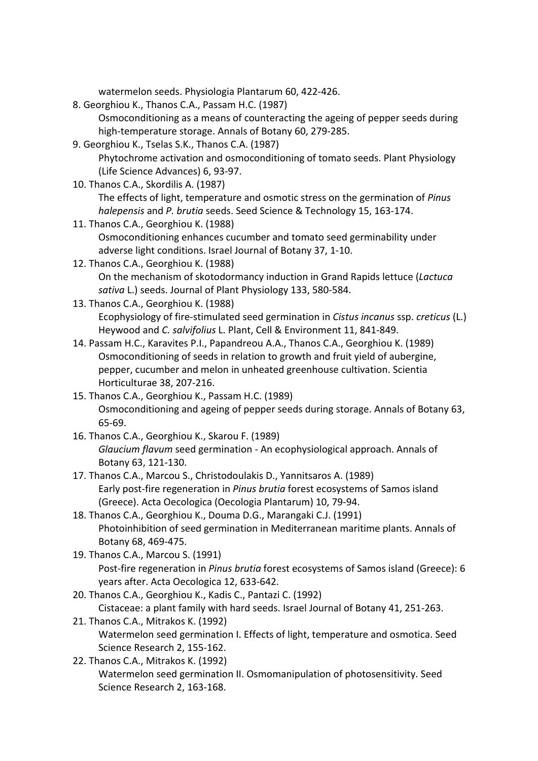watermelon seeds. Physiologia Plantarum 60, 422-426.

8. Georghiou K., Thanos C.A., Passam H.C. (1987)
   Osmoconditioning as a means of counteracting the ageing of pepper seeds during high-temperature storage. Annals of Botany 60, 279-285.
9. Georghiou K., Tselas S.K., Thanos C.A. (1987)
   Phytochrome activation and osmoconditioning of tomato seeds. Plant Physiology (Life Science Advances) 6, 93-97.
10. Thanos C.A., Skordilis A. (1987)
    The effects of light, temperature and osmotic stress on the germination of *Pinus halepensis* and *P. brutia* seeds. Seed Science & Technology 15, 163-174.
11. Thanos C.A., Georghiou K. (1988)
    Osmoconditioning enhances cucumber and tomato seed germinability under adverse light conditions. Israel Journal of Botany 37, 1-10.
12. Thanos C.A., Georghiou K. (1988)
    On the mechanism of skotodormancy induction in Grand Rapids lettuce (*Lactuca sativa* L.) seeds. Journal of Plant Physiology 133, 580-584.
13. Thanos C.A., Georghiou K. (1988)
    Ecophysiology of fire-stimulated seed germination in *Cistus incanus* ssp. *creticus* (L.) Heywood and *C. salvifolius* L. Plant, Cell & Environment 11, 841-849.
14. Passam H.C., Karavites P.I., Papandreou A.A., Thanos C.A., Georghiou K. (1989)
    Osmoconditioning of seeds in relation to growth and fruit yield of aubergine, pepper, cucumber and melon in unheated greenhouse cultivation. Scientia Horticulturae 38, 207-216.
15. Thanos C.A., Georghiou K., Passam H.C. (1989)
    Osmoconditioning and ageing of pepper seeds during storage. Annals of Botany 63, 65-69.
16. Thanos C.A., Georghiou K., Skarou F. (1989)
    *Glaucium flavum* seed germination - An ecophysiological approach. Annals of Botany 63, 121-130.
17. Thanos C.A., Marcou S., Christodoulakis D., Yannitsaros A. (1989)
    Early post-fire regeneration in *Pinus brutia* forest ecosystems of Samos island (Greece). Acta Oecologica (Oecologia Plantarum) 10, 79-94.
18. Thanos C.A., Georghiou K., Douma D.G., Marangaki C.J. (1991)
    Photoinhibition of seed germination in Mediterranean maritime plants. Annals of Botany 68, 469-475.
19. Thanos C.A., Marcou S. (1991)
    Post-fire regeneration in *Pinus brutia* forest ecosystems of Samos island (Greece): 6 years after. Acta Oecologica 12, 633-642.
20. Thanos C.A., Georghiou K., Kadis C., Pantazi C. (1992)
    Cistaceae: a plant family with hard seeds. Israel Journal of Botany 41, 251-263.
21. Thanos C.A., Mitrakos K. (1992)
    Watermelon seed germination I. Effects of light, temperature and osmotica. Seed Science Research 2, 155-162.
22. Thanos C.A., Mitrakos K. (1992)
    Watermelon seed germination II. Osmomanipulation of photosensitivity. Seed Science Research 2, 163-168.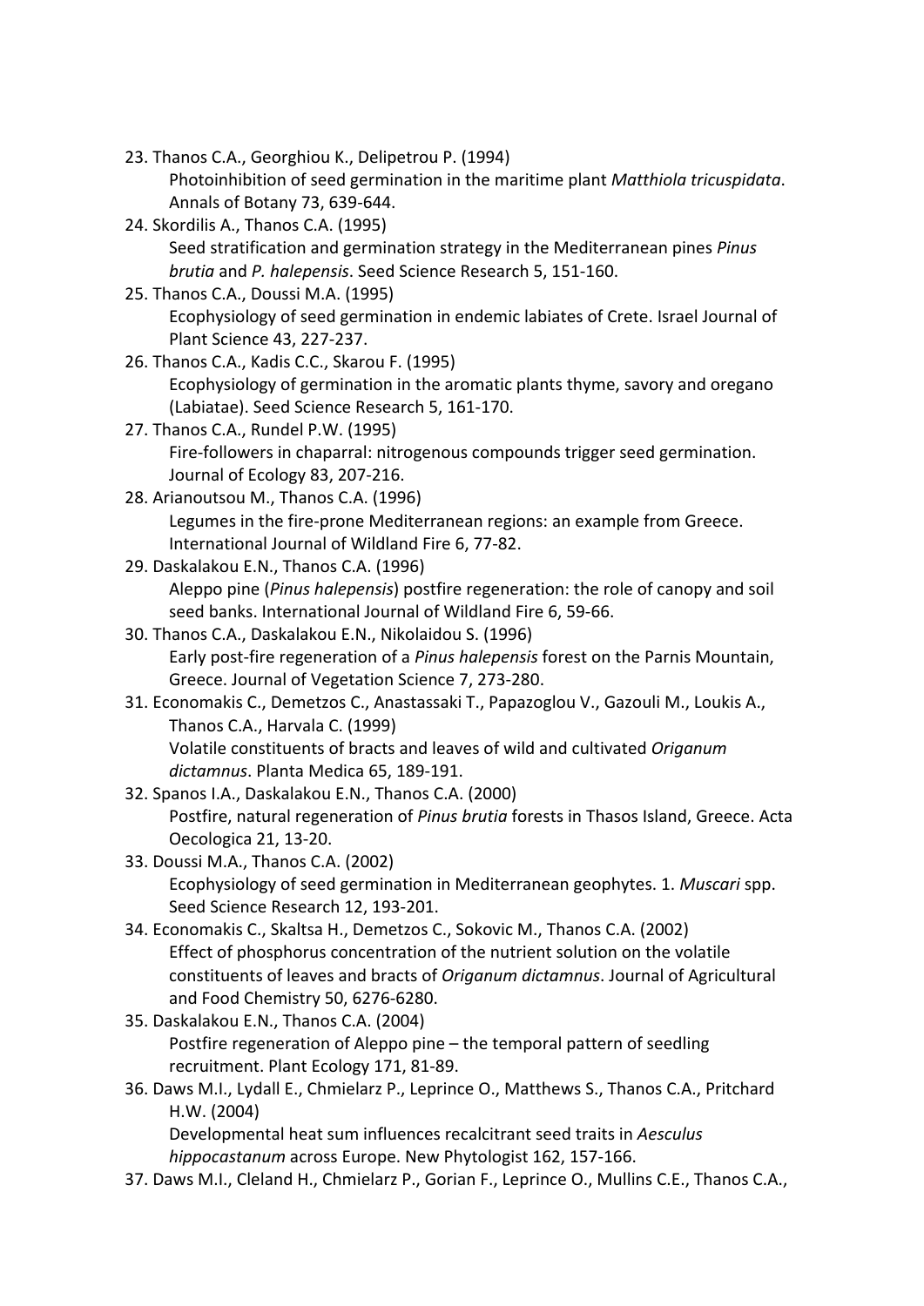23. Thanos C.A., Georghiou K., Delipetrou P. (1994)
    Photoinhibition of seed germination in the maritime plant *Matthiola tricuspidata*. Annals of Botany 73, 639-644.
24. Skordilis A., Thanos C.A. (1995)
    Seed stratification and germination strategy in the Mediterranean pines *Pinus brutia* and *P. halepensis*. Seed Science Research 5, 151-160.
25. Thanos C.A., Doussi M.A. (1995)
    Ecophysiology of seed germination in endemic labiates of Crete. Israel Journal of Plant Science 43, 227-237.
26. Thanos C.A., Kadis C.C., Skarou F. (1995)
    Ecophysiology of germination in the aromatic plants thyme, savory and oregano (Labiatae). Seed Science Research 5, 161-170.
27. Thanos C.A., Rundel P.W. (1995)
    Fire-followers in chaparral: nitrogenous compounds trigger seed germination. Journal of Ecology 83, 207-216.
28. Arianoutsou M., Thanos C.A. (1996)
    Legumes in the fire-prone Mediterranean regions: an example from Greece. International Journal of Wildland Fire 6, 77-82.
29. Daskalakou E.N., Thanos C.A. (1996)
    Aleppo pine (*Pinus halepensis*) postfire regeneration: the role of canopy and soil seed banks. International Journal of Wildland Fire 6, 59-66.
30. Thanos C.A., Daskalakou E.N., Nikolaidou S. (1996)
    Early post-fire regeneration of a *Pinus halepensis* forest on the Parnis Mountain, Greece. Journal of Vegetation Science 7, 273-280.
31. Economakis C., Demetzos C., Anastassaki T., Papazoglou V., Gazouli M., Loukis A., Thanos C.A., Harvala C. (1999)
    Volatile constituents of bracts and leaves of wild and cultivated *Origanum dictamnus*. Planta Medica 65, 189-191.
32. Spanos I.A., Daskalakou E.N., Thanos C.A. (2000)
    Postfire, natural regeneration of *Pinus brutia* forests in Thasos Island, Greece. Acta Oecologica 21, 13-20.
33. Doussi M.A., Thanos C.A. (2002)
    Ecophysiology of seed germination in Mediterranean geophytes. 1. *Muscari* spp. Seed Science Research 12, 193-201.
34. Economakis C., Skaltsa H., Demetzos C., Sokovic M., Thanos C.A. (2002)
    Effect of phosphorus concentration of the nutrient solution on the volatile constituents of leaves and bracts of *Origanum dictamnus*. Journal of Agricultural and Food Chemistry 50, 6276-6280.
35. Daskalakou E.N., Thanos C.A. (2004)
    Postfire regeneration of Aleppo pine – the temporal pattern of seedling recruitment. Plant Ecology 171, 81-89.
36. Daws M.I., Lydall E., Chmielarz P., Leprince O., Matthews S., Thanos C.A., Pritchard H.W. (2004)
    Developmental heat sum influences recalcitrant seed traits in *Aesculus hippocastanum* across Europe. New Phytologist 162, 157-166.
37. Daws M.I., Cleland H., Chmielarz P., Gorian F., Leprince O., Mullins C.E., Thanos C.A.,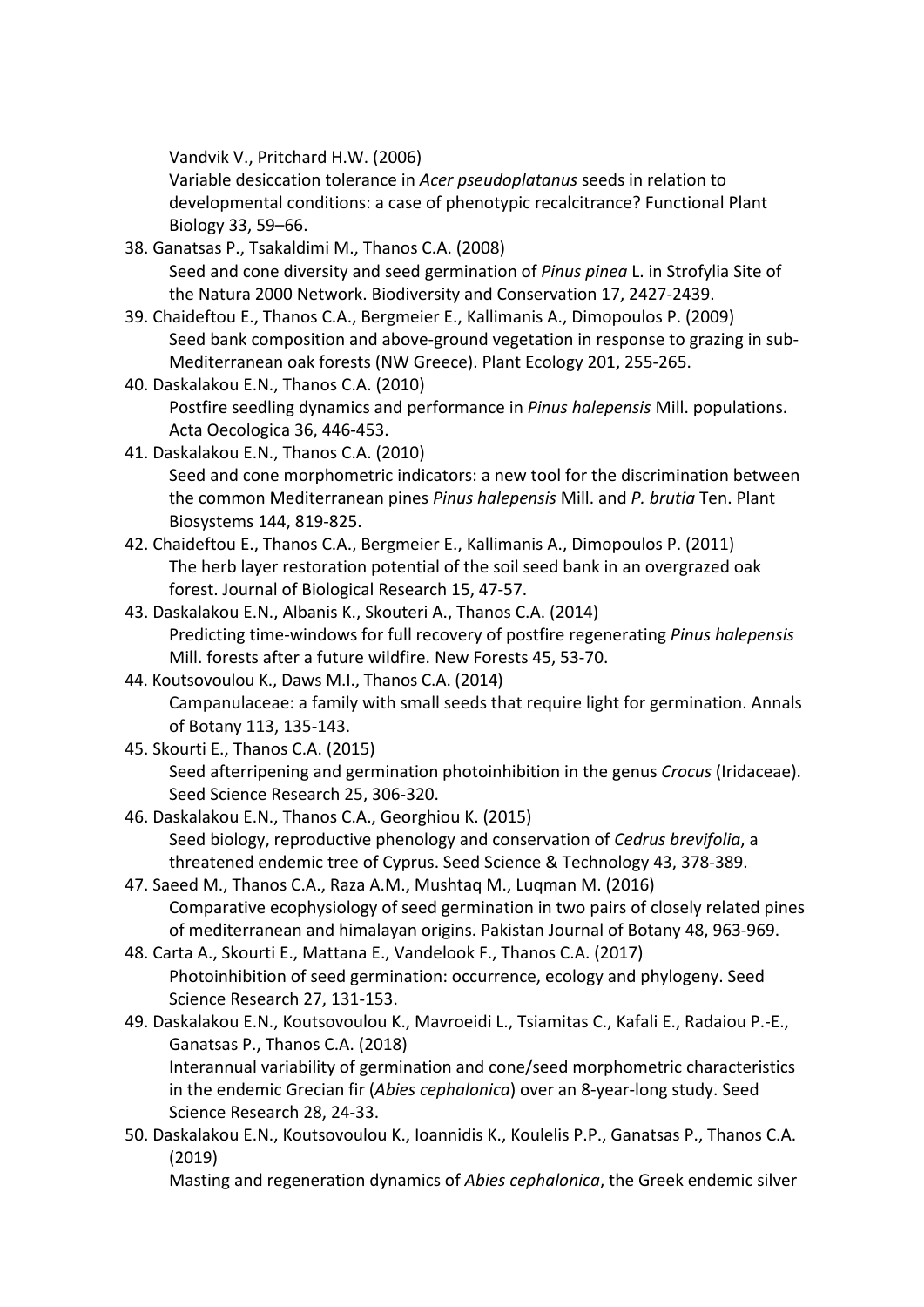Vandvik V., Pritchard H.W. (2006)
Variable desiccation tolerance in *Acer pseudoplatanus* seeds in relation to developmental conditions: a case of phenotypic recalcitrance? Functional Plant Biology 33, 59–66.

38. Ganatsas P., Tsakaldimi M., Thanos C.A. (2008)
Seed and cone diversity and seed germination of *Pinus pinea* L. in Strofylia Site of the Natura 2000 Network. Biodiversity and Conservation 17, 2427-2439.
39. Chaideftou E., Thanos C.A., Bergmeier E., Kallimanis A., Dimopoulos P. (2009)
Seed bank composition and above-ground vegetation in response to grazing in sub-Mediterranean oak forests (NW Greece). Plant Ecology 201, 255-265.
40. Daskalakou E.N., Thanos C.A. (2010)
Postfire seedling dynamics and performance in *Pinus halepensis* Mill. populations. Acta Oecologica 36, 446-453.
41. Daskalakou E.N., Thanos C.A. (2010)
Seed and cone morphometric indicators: a new tool for the discrimination between the common Mediterranean pines *Pinus halepensis* Mill. and *P. brutia* Ten. Plant Biosystems 144, 819-825.
42. Chaideftou E., Thanos C.A., Bergmeier E., Kallimanis A., Dimopoulos P. (2011)
The herb layer restoration potential of the soil seed bank in an overgrazed oak forest. Journal of Biological Research 15, 47-57.
43. Daskalakou E.N., Albanis K., Skouteri A., Thanos C.A. (2014)
Predicting time-windows for full recovery of postfire regenerating *Pinus halepensis* Mill. forests after a future wildfire. New Forests 45, 53-70.
44. Koutsovoulou K., Daws M.I., Thanos C.A. (2014)
Campanulaceae: a family with small seeds that require light for germination. Annals of Botany 113, 135-143.
45. Skourti E., Thanos C.A. (2015)
Seed afterripening and germination photoinhibition in the genus *Crocus* (Iridaceae). Seed Science Research 25, 306-320.
46. Daskalakou E.N., Thanos C.A., Georghiou K. (2015)
Seed biology, reproductive phenology and conservation of *Cedrus brevifolia*, a threatened endemic tree of Cyprus. Seed Science & Technology 43, 378-389.
47. Saeed M., Thanos C.A., Raza A.M., Mushtaq M., Luqman M. (2016)
Comparative ecophysiology of seed germination in two pairs of closely related pines of mediterranean and himalayan origins. Pakistan Journal of Botany 48, 963-969.
48. Carta A., Skourti E., Mattana E., Vandelook F., Thanos C.A. (2017)
Photoinhibition of seed germination: occurrence, ecology and phylogeny. Seed Science Research 27, 131-153.
49. Daskalakou E.N., Koutsovoulou K., Mavroeidi L., Tsiamitas C., Kafali E., Radaiou P.-E., Ganatsas P., Thanos C.A. (2018)
Interannual variability of germination and cone/seed morphometric characteristics in the endemic Grecian fir (*Abies cephalonica*) over an 8-year-long study. Seed Science Research 28, 24-33.
50. Daskalakou E.N., Koutsovoulou K., Ioannidis K., Koulelis P.P., Ganatsas P., Thanos C.A. (2019)
Masting and regeneration dynamics of *Abies cephalonica*, the Greek endemic silver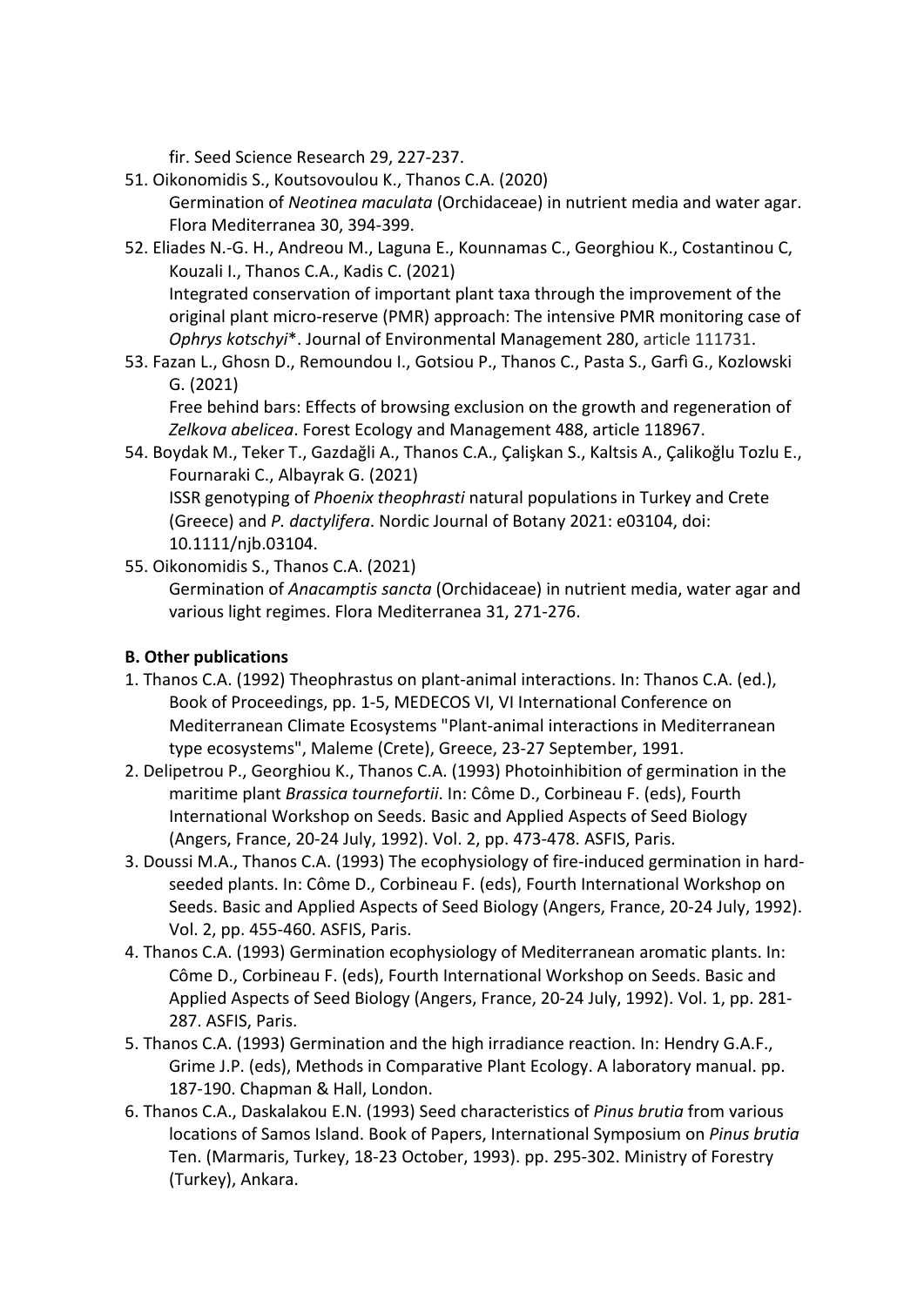fir. Seed Science Research 29, 227-237.

51. Oikonomidis S., Koutsovoulou K., Thanos C.A. (2020)
    Germination of *Neotinea maculata* (Orchidaceae) in nutrient media and water agar. Flora Mediterranea 30, 394-399.
52. Eliades N.-G. H., Andreou M., Laguna E., Kounnamas C., Georghiou K., Costantinou C, Kouzali I., Thanos C.A., Kadis C. (2021)
    Integrated conservation of important plant taxa through the improvement of the original plant micro-reserve (PMR) approach: The intensive PMR monitoring case of *Ophrys kotschyi*\*. Journal of Environmental Management 280, article 111731.
53. Fazan L., Ghosn D., Remoundou I., Gotsiou P., Thanos C., Pasta S., Garfì G., Kozlowski G. (2021)
    Free behind bars: Effects of browsing exclusion on the growth and regeneration of *Zelkova abelicea*. Forest Ecology and Management 488, article 118967.
54. Boydak M., Teker T., Gazdağli A., Thanos C.A., Çalişkan S., Kaltsis A., Çalikoğlu Tozlu E., Fournaraki C., Albayrak G. (2021)
    ISSR genotyping of *Phoenix theophrasti* natural populations in Turkey and Crete (Greece) and *P. dactylifera*. Nordic Journal of Botany 2021: e03104, doi: 10.1111/njb.03104.
55. Oikonomidis S., Thanos C.A. (2021)
    Germination of *Anacamptis sancta* (Orchidaceae) in nutrient media, water agar and various light regimes. Flora Mediterranea 31, 271-276.

**B. Other publications**

1. Thanos C.A. (1992) Theophrastus on plant-animal interactions. In: Thanos C.A. (ed.), Book of Proceedings, pp. 1-5, MEDECOS VI, VI International Conference on Mediterranean Climate Ecosystems "Plant-animal interactions in Mediterranean type ecosystems", Maleme (Crete), Greece, 23-27 September, 1991.
2. Delipetrou P., Georghiou K., Thanos C.A. (1993) Photoinhibition of germination in the maritime plant *Brassica tournefortii*. In: Côme D., Corbineau F. (eds), Fourth International Workshop on Seeds. Basic and Applied Aspects of Seed Biology (Angers, France, 20-24 July, 1992). Vol. 2, pp. 473-478. ASFIS, Paris.
3. Doussi M.A., Thanos C.A. (1993) The ecophysiology of fire-induced germination in hard-seeded plants. In: Côme D., Corbineau F. (eds), Fourth International Workshop on Seeds. Basic and Applied Aspects of Seed Biology (Angers, France, 20-24 July, 1992). Vol. 2, pp. 455-460. ASFIS, Paris.
4. Thanos C.A. (1993) Germination ecophysiology of Mediterranean aromatic plants. In: Côme D., Corbineau F. (eds), Fourth International Workshop on Seeds. Basic and Applied Aspects of Seed Biology (Angers, France, 20-24 July, 1992). Vol. 1, pp. 281-287. ASFIS, Paris.
5. Thanos C.A. (1993) Germination and the high irradiance reaction. In: Hendry G.A.F., Grime J.P. (eds), Methods in Comparative Plant Ecology. A laboratory manual. pp. 187-190. Chapman & Hall, London.
6. Thanos C.A., Daskalakou E.N. (1993) Seed characteristics of *Pinus brutia* from various locations of Samos Island. Book of Papers, International Symposium on *Pinus brutia* Ten. (Marmaris, Turkey, 18-23 October, 1993). pp. 295-302. Ministry of Forestry (Turkey), Ankara.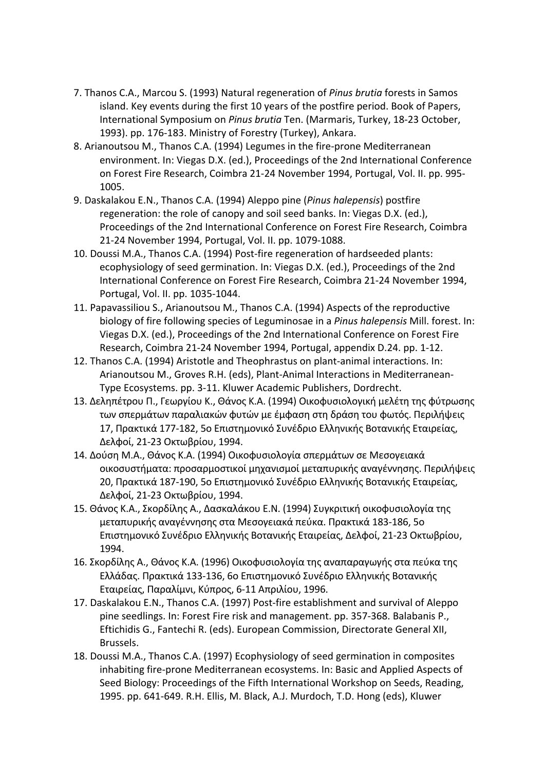7. Thanos C.A., Marcou S. (1993) Natural regeneration of *Pinus brutia* forests in Samos island. Key events during the first 10 years of the postfire period. Book of Papers, International Symposium on *Pinus brutia* Ten. (Marmaris, Turkey, 18-23 October, 1993). pp. 176-183. Ministry of Forestry (Turkey), Ankara.
8. Arianoutsou M., Thanos C.A. (1994) Legumes in the fire-prone Mediterranean environment. In: Viegas D.X. (ed.), Proceedings of the 2nd International Conference on Forest Fire Research, Coimbra 21-24 November 1994, Portugal, Vol. II. pp. 995-1005.
9. Daskalakou E.N., Thanos C.A. (1994) Aleppo pine (*Pinus halepensis*) postfire regeneration: the role of canopy and soil seed banks. In: Viegas D.X. (ed.), Proceedings of the 2nd International Conference on Forest Fire Research, Coimbra 21-24 November 1994, Portugal, Vol. II. pp. 1079-1088.
10. Doussi M.A., Thanos C.A. (1994) Post-fire regeneration of hardseeded plants: ecophysiology of seed germination. In: Viegas D.X. (ed.), Proceedings of the 2nd International Conference on Forest Fire Research, Coimbra 21-24 November 1994, Portugal, Vol. II. pp. 1035-1044.
11. Papavassiliou S., Arianoutsou M., Thanos C.A. (1994) Aspects of the reproductive biology of fire following species of Leguminosae in a *Pinus halepensis* Mill. forest. In: Viegas D.X. (ed.), Proceedings of the 2nd International Conference on Forest Fire Research, Coimbra 21-24 November 1994, Portugal, appendix D.24. pp. 1-12.
12. Thanos C.A. (1994) Aristotle and Theophrastus on plant-animal interactions. In: Arianoutsou M., Groves R.H. (eds), Plant-Animal Interactions in Mediterranean-Type Ecosystems. pp. 3-11. Kluwer Academic Publishers, Dordrecht.
13. Δεληπέτρου Π., Γεωργίου Κ., Θάνος Κ.Α. (1994) Οικοφυσιολογική μελέτη της φύτρωσης των σπερμάτων παραλιακών φυτών με έμφαση στη δράση του φωτός. Περιλήψεις 17, Πρακτικά 177-182, 5ο Επιστημονικό Συνέδριο Ελληνικής Βοτανικής Εταιρείας, Δελφοί, 21-23 Οκτωβρίου, 1994.
14. Δούση Μ.Α., Θάνος Κ.Α. (1994) Οικοφυσιολογία σπερμάτων σε Μεσογειακά οικοσυστήματα: προσαρμοστικοί μηχανισμοί μεταπυρικής αναγέννησης. Περιλήψεις 20, Πρακτικά 187-190, 5ο Επιστημονικό Συνέδριο Ελληνικής Βοτανικής Εταιρείας, Δελφοί, 21-23 Οκτωβρίου, 1994.
15. Θάνος Κ.Α., Σκορδίλης Α., Δασκαλάκου Ε.Ν. (1994) Συγκριτική οικοφυσιολογία της μεταπυρικής αναγέννησης στα Μεσογειακά πεύκα. Πρακτικά 183-186, 5ο Επιστημονικό Συνέδριο Ελληνικής Βοτανικής Εταιρείας, Δελφοί, 21-23 Οκτωβρίου, 1994.
16. Σκορδίλης Α., Θάνος Κ.Α. (1996) Οικοφυσιολογία της αναπαραγωγής στα πεύκα της Ελλάδας. Πρακτικά 133-136, 6ο Επιστημονικό Συνέδριο Ελληνικής Βοτανικής Εταιρείας, Παραλίμνι, Κύπρος, 6-11 Απριλίου, 1996.
17. Daskalakou E.N., Thanos C.A. (1997) Post-fire establishment and survival of Aleppo pine seedlings. In: Forest Fire risk and management. pp. 357-368. Balabanis P., Eftichidis G., Fantechi R. (eds). European Commission, Directorate General XII, Brussels.
18. Doussi M.A., Thanos C.A. (1997) Ecophysiology of seed germination in composites inhabiting fire-prone Mediterranean ecosystems. In: Basic and Applied Aspects of Seed Biology: Proceedings of the Fifth International Workshop on Seeds, Reading, 1995. pp. 641-649. R.H. Ellis, M. Black, A.J. Murdoch, T.D. Hong (eds), Kluwer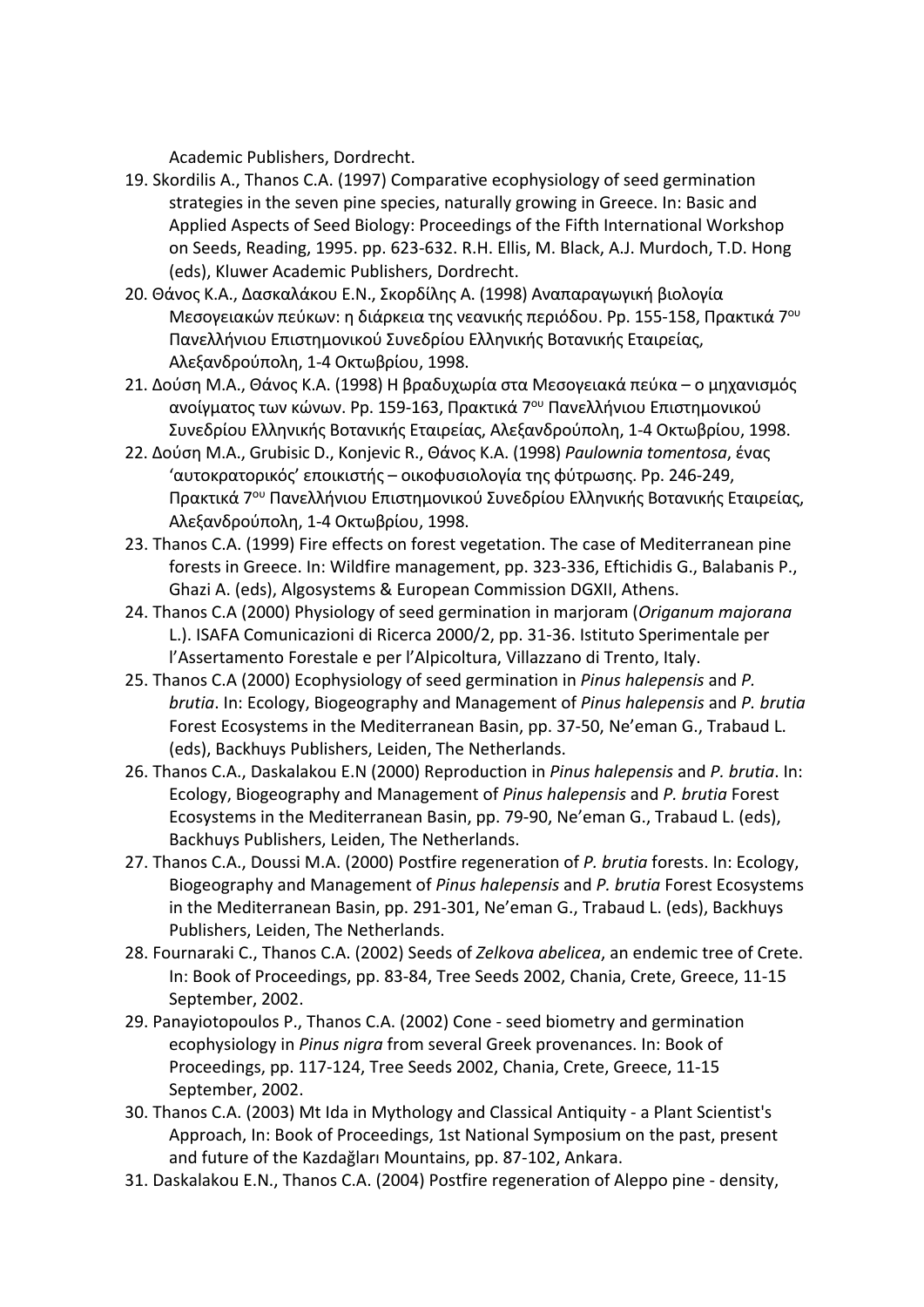Academic Publishers, Dordrecht.

19. Skordilis A., Thanos C.A. (1997) Comparative ecophysiology of seed germination strategies in the seven pine species, naturally growing in Greece. In: Basic and Applied Aspects of Seed Biology: Proceedings of the Fifth International Workshop on Seeds, Reading, 1995. pp. 623-632. R.H. Ellis, M. Black, A.J. Murdoch, T.D. Hong (eds), Kluwer Academic Publishers, Dordrecht.
20. Θάνος Κ.Α., Δασκαλάκου Ε.Ν., Σκορδίλης Α. (1998) Αναπαραγωγική βιολογία Μεσογειακών πεύκων: η διάρκεια της νεανικής περιόδου. Pp. 155-158, Πρακτικά 7ου Πανελλήνιου Επιστημονικού Συνεδρίου Ελληνικής Βοτανικής Εταιρείας, Αλεξανδρούπολη, 1-4 Οκτωβρίου, 1998.
21. Δούση Μ.Α., Θάνος Κ.Α. (1998) Η βραδυχωρία στα Μεσογειακά πεύκα – ο μηχανισμός ανοίγματος των κώνων. Pp. 159-163, Πρακτικά 7ου Πανελλήνιου Επιστημονικού Συνεδρίου Ελληνικής Βοτανικής Εταιρείας, Αλεξανδρούπολη, 1-4 Οκτωβρίου, 1998.
22. Δούση Μ.Α., Grubisic D., Konjevic R., Θάνος Κ.Α. (1998) *Paulownia tomentosa*, ένας 'αυτοκρατορικός' εποικιστής – οικοφυσιολογία της φύτρωσης. Pp. 246-249, Πρακτικά 7ου Πανελλήνιου Επιστημονικού Συνεδρίου Ελληνικής Βοτανικής Εταιρείας, Αλεξανδρούπολη, 1-4 Οκτωβρίου, 1998.
23. Thanos C.A. (1999) Fire effects on forest vegetation. The case of Mediterranean pine forests in Greece. In: Wildfire management, pp. 323-336, Eftichidis G., Balabanis P., Ghazi A. (eds), Algosystems & European Commission DGXII, Athens.
24. Thanos C.A (2000) Physiology of seed germination in marjoram (*Origanum majorana* L.). ISAFA Comunicazioni di Ricerca 2000/2, pp. 31-36. Istituto Sperimentale per l'Assertamento Forestale e per l'Alpicoltura, Villazzano di Trento, Italy.
25. Thanos C.A (2000) Ecophysiology of seed germination in *Pinus halepensis* and *P. brutia*. In: Ecology, Biogeography and Management of *Pinus halepensis* and *P. brutia* Forest Ecosystems in the Mediterranean Basin, pp. 37-50, Ne'eman G., Trabaud L. (eds), Backhuys Publishers, Leiden, The Netherlands.
26. Thanos C.A., Daskalakou E.N (2000) Reproduction in *Pinus halepensis* and *P. brutia*. In: Ecology, Biogeography and Management of *Pinus halepensis* and *P. brutia* Forest Ecosystems in the Mediterranean Basin, pp. 79-90, Ne'eman G., Trabaud L. (eds), Backhuys Publishers, Leiden, The Netherlands.
27. Thanos C.A., Doussi M.A. (2000) Postfire regeneration of *P. brutia* forests. In: Ecology, Biogeography and Management of *Pinus halepensis* and *P. brutia* Forest Ecosystems in the Mediterranean Basin, pp. 291-301, Ne'eman G., Trabaud L. (eds), Backhuys Publishers, Leiden, The Netherlands.
28. Fournaraki C., Thanos C.A. (2002) Seeds of *Zelkova abelicea*, an endemic tree of Crete. In: Book of Proceedings, pp. 83-84, Tree Seeds 2002, Chania, Crete, Greece, 11-15 September, 2002.
29. Panayiotopoulos P., Thanos C.A. (2002) Cone - seed biometry and germination ecophysiology in *Pinus nigra* from several Greek provenances. In: Book of Proceedings, pp. 117-124, Tree Seeds 2002, Chania, Crete, Greece, 11-15 September, 2002.
30. Thanos C.A. (2003) Mt Ida in Mythology and Classical Antiquity - a Plant Scientist's Approach, In: Book of Proceedings, 1st National Symposium on the past, present and future of the Kazdağları Mountains, pp. 87-102, Ankara.
31. Daskalakou E.N., Thanos C.A. (2004) Postfire regeneration of Aleppo pine - density,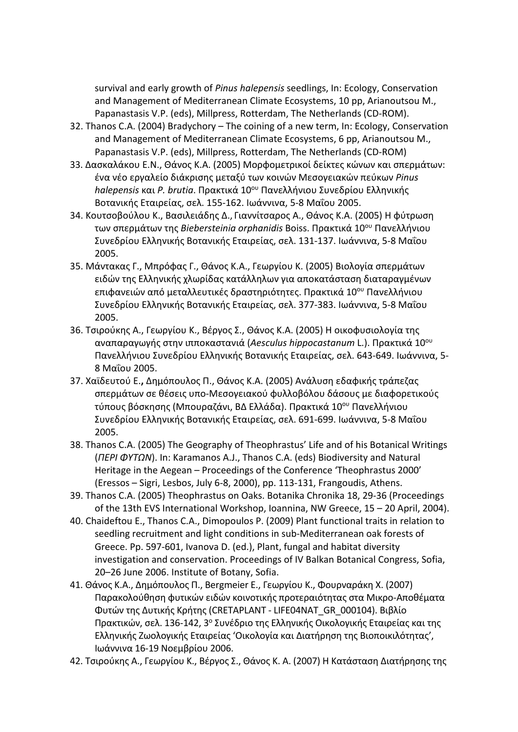survival and early growth of *Pinus halepensis* seedlings, In: Ecology, Conservation and Management of Mediterranean Climate Ecosystems, 10 pp, Arianoutsou M., Papanastasis V.P. (eds), Millpress, Rotterdam, The Netherlands (CD-ROM).

32. Thanos C.A. (2004) Bradychory – The coining of a new term, In: Ecology, Conservation and Management of Mediterranean Climate Ecosystems, 6 pp, Arianoutsou M., Papanastasis V.P. (eds), Millpress, Rotterdam, The Netherlands (CD-ROM)
33. Δασκαλάκου Ε.Ν., Θάνος Κ.Α. (2005) Μορφομετρικοί δείκτες κώνων και σπερμάτων: ένα νέο εργαλείο διάκρισης μεταξύ των κοινών Μεσογειακών πεύκων *Pinus halepensis* και *P. brutia*. Πρακτικά 10[ου] Πανελλήνιου Συνεδρίου Ελληνικής Βοτανικής Εταιρείας, σελ. 155-162. Ιωάννινα, 5-8 Μαΐου 2005.
34. Κουτσοβούλου Κ., Βασιλειάδης Δ., Γιαννίτσαρος Α., Θάνος Κ.Α. (2005) Η φύτρωση των σπερμάτων της *Biebersteinia orphanidis* Boiss. Πρακτικά 10[ου] Πανελλήνιου Συνεδρίου Ελληνικής Βοτανικής Εταιρείας, σελ. 131-137. Ιωάννινα, 5-8 Μαΐου 2005.
35. Μάντακας Γ., Μπρόφας Γ., Θάνος Κ.Α., Γεωργίου Κ. (2005) Βιολογία σπερμάτων ειδών της Ελληνικής χλωρίδας κατάλληλων για αποκατάσταση διαταραγμένων επιφανειών από μεταλλευτικές δραστηριότητες. Πρακτικά 10[ου] Πανελλήνιου Συνεδρίου Ελληνικής Βοτανικής Εταιρείας, σελ. 377-383. Ιωάννινα, 5-8 Μαΐου 2005.
36. Τσιρούκης Α., Γεωργίου Κ., Βέργος Σ., Θάνος Κ.Α. (2005) Η οικοφυσιολογία της αναπαραγωγής στην ιπποκαστανιά (*Aesculus hippocastanum* L.). Πρακτικά 10[ου] Πανελλήνιου Συνεδρίου Ελληνικής Βοτανικής Εταιρείας, σελ. 643-649. Ιωάννινα, 5-8 Μαΐου 2005.
37. Χαϊδευτού Ε.**,** Δημόπουλος Π., Θάνος Κ.Α. (2005) Ανάλυση εδαφικής τράπεζας σπερμάτων σε θέσεις υπο-Μεσογειακού φυλλοβόλου δάσους με διαφορετικούς τύπους βόσκησης (Μπουραζάνι, ΒΔ Ελλάδα). Πρακτικά 10[ου] Πανελλήνιου Συνεδρίου Ελληνικής Βοτανικής Εταιρείας, σελ. 691-699. Ιωάννινα, 5-8 Μαΐου 2005.
38. Thanos C.A. (2005) The Geography of Theophrastus' Life and of his Botanical Writings (*ΠΕΡΙ ΦΥΤΩΝ*). In: Karamanos A.J., Thanos C.A. (eds) Biodiversity and Natural Heritage in the Aegean – Proceedings of the Conference 'Theophrastus 2000' (Eressos – Sigri, Lesbos, July 6-8, 2000), pp. 113-131, Frangoudis, Athens.
39. Thanos C.A. (2005) Theophrastus on Oaks. Botanika Chronika 18, 29-36 (Proceedings of the 13th EVS International Workshop, Ioannina, NW Greece, 15 – 20 April, 2004).
40. Chaideftou E., Thanos C.A., Dimopoulos P. (2009) Plant functional traits in relation to seedling recruitment and light conditions in sub-Mediterranean oak forests of Greece. Pp. 597-601, Ivanova D. (ed.), Plant, fungal and habitat diversity investigation and conservation. Proceedings of IV Balkan Botanical Congress, Sofia, 20–26 June 2006. Institute of Botany, Sofia.
41. Θάνος Κ.Α., Δημόπουλος Π., Bergmeier E., Γεωργίου Κ., Φουρναράκη Χ. (2007) Παρακολούθηση φυτικών ειδών κοινοτικής προτεραιότητας στα Μικρο-Αποθέματα Φυτών της Δυτικής Κρήτης (CRETAPLANT - LIFE04NAT_GR_000104). Βιβλίο Πρακτικών, σελ. 136-142, 3[ο] Συνέδριο της Ελληνικής Οικολογικής Εταιρείας και της Ελληνικής Ζωολογικής Εταιρείας 'Οικολογία και Διατήρηση της Βιοποικιλότητας', Ιωάννινα 16-19 Νοεμβρίου 2006.
42. Τσιρούκης Α., Γεωργίου Κ., Βέργος Σ., Θάνος Κ. Α. (2007) Η Κατάσταση Διατήρησης της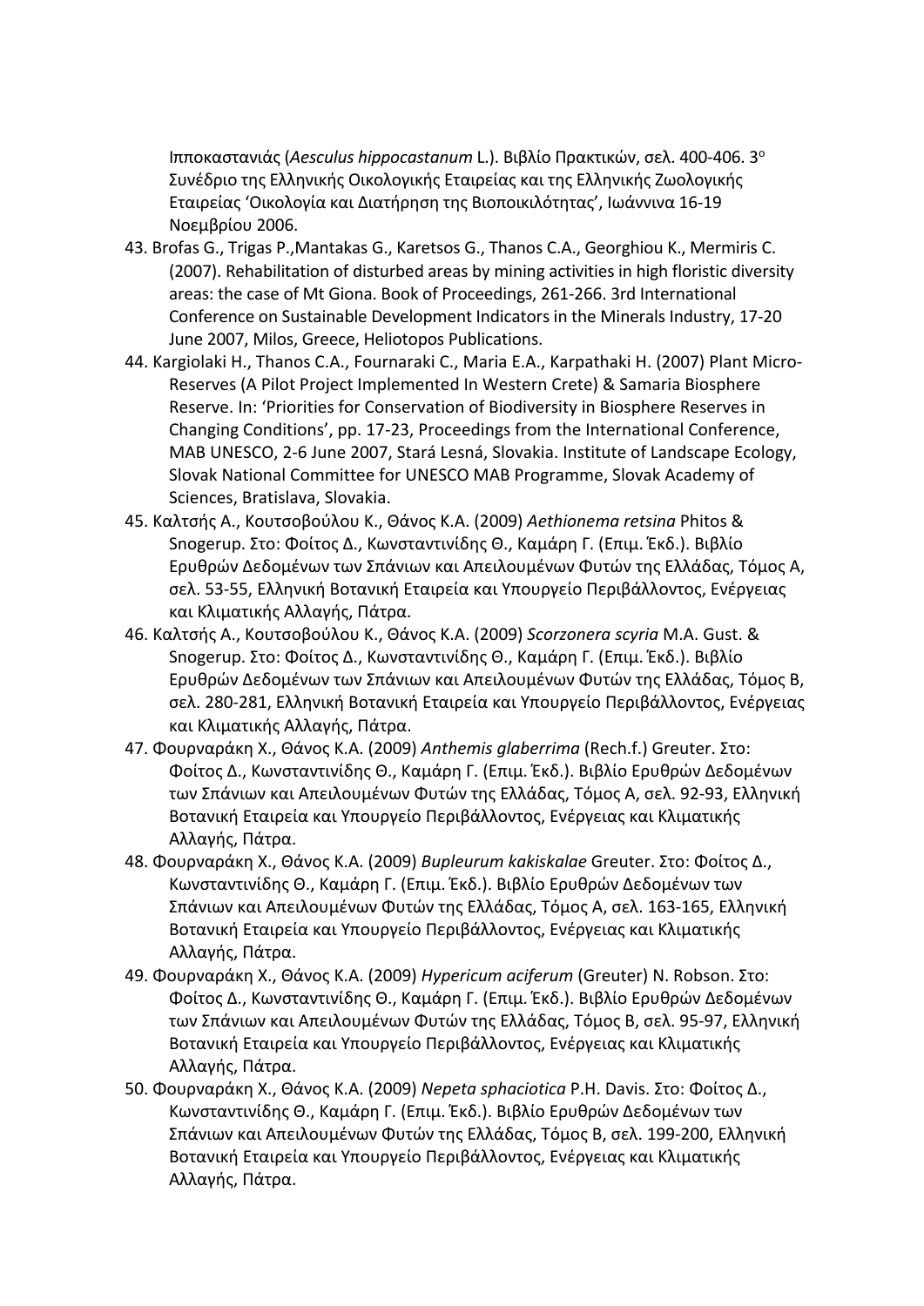Ιπποκαστανιάς (*Aesculus hippocastanum* L.). Βιβλίο Πρακτικών, σελ. 400-406. 3ο Συνέδριο της Ελληνικής Οικολογικής Εταιρείας και της Ελληνικής Ζωολογικής Εταιρείας ‘Οικολογία και Διατήρηση της Βιοποικιλότητας’, Ιωάννινα 16-19 Νοεμβρίου 2006.

43. Brofas G., Trigas P.,Mantakas G., Karetsos G., Thanos C.A., Georghiou K., Mermiris C. (2007). Rehabilitation of disturbed areas by mining activities in high floristic diversity areas: the case of Mt Giona. Book of Proceedings, 261-266. 3rd International Conference on Sustainable Development Indicators in the Minerals Industry, 17-20 June 2007, Milos, Greece, Heliotopos Publications.
44. Kargiolaki H., Thanos C.A., Fournaraki C., Maria E.A., Karpathaki H. (2007) Plant Micro-Reserves (A Pilot Project Implemented In Western Crete) & Samaria Biosphere Reserve. In: ‘Priorities for Conservation of Biodiversity in Biosphere Reserves in Changing Conditions’, pp. 17-23, Proceedings from the International Conference, MAB UNESCO, 2-6 June 2007, Stará Lesná, Slovakia. Institute of Landscape Ecology, Slovak National Committee for UNESCO MAB Programme, Slovak Academy of Sciences, Bratislava, Slovakia.
45. Καλτσής Α., Κουτσοβούλου Κ., Θάνος Κ.Α. (2009) *Aethionema retsina* Phitos & Snogerup. Στο: Φοίτος Δ., Κωνσταντινίδης Θ., Καμάρη Γ. (Επιμ. Έκδ.). Βιβλίο Ερυθρών Δεδομένων των Σπάνιων και Απειλουμένων Φυτών της Ελλάδας, Τόμος Α, σελ. 53-55, Ελληνική Βοτανική Εταιρεία και Υπουργείο Περιβάλλοντος, Ενέργειας και Κλιματικής Αλλαγής, Πάτρα.
46. Καλτσής Α., Κουτσοβούλου Κ., Θάνος Κ.Α. (2009) *Scorzonera scyria* M.A. Gust. & Snogerup. Στο: Φοίτος Δ., Κωνσταντινίδης Θ., Καμάρη Γ. (Επιμ. Έκδ.). Βιβλίο Ερυθρών Δεδομένων των Σπάνιων και Απειλουμένων Φυτών της Ελλάδας, Τόμος Β, σελ. 280-281, Ελληνική Βοτανική Εταιρεία και Υπουργείο Περιβάλλοντος, Ενέργειας και Κλιματικής Αλλαγής, Πάτρα.
47. Φουρναράκη Χ., Θάνος Κ.Α. (2009) *Anthemis glaberrima* (Rech.f.) Greuter. Στο: Φοίτος Δ., Κωνσταντινίδης Θ., Καμάρη Γ. (Επιμ. Έκδ.). Βιβλίο Ερυθρών Δεδομένων των Σπάνιων και Απειλουμένων Φυτών της Ελλάδας, Τόμος Α, σελ. 92-93, Ελληνική Βοτανική Εταιρεία και Υπουργείο Περιβάλλοντος, Ενέργειας και Κλιματικής Αλλαγής, Πάτρα.
48. Φουρναράκη Χ., Θάνος Κ.Α. (2009) *Bupleurum kakiskalae* Greuter. Στο: Φοίτος Δ., Κωνσταντινίδης Θ., Καμάρη Γ. (Επιμ. Έκδ.). Βιβλίο Ερυθρών Δεδομένων των Σπάνιων και Απειλουμένων Φυτών της Ελλάδας, Τόμος Α, σελ. 163-165, Ελληνική Βοτανική Εταιρεία και Υπουργείο Περιβάλλοντος, Ενέργειας και Κλιματικής Αλλαγής, Πάτρα.
49. Φουρναράκη Χ., Θάνος Κ.Α. (2009) *Hypericum aciferum* (Greuter) N. Robson. Στο: Φοίτος Δ., Κωνσταντινίδης Θ., Καμάρη Γ. (Επιμ. Έκδ.). Βιβλίο Ερυθρών Δεδομένων των Σπάνιων και Απειλουμένων Φυτών της Ελλάδας, Τόμος Β, σελ. 95-97, Ελληνική Βοτανική Εταιρεία και Υπουργείο Περιβάλλοντος, Ενέργειας και Κλιματικής Αλλαγής, Πάτρα.
50. Φουρναράκη Χ., Θάνος Κ.Α. (2009) *Nepeta sphaciotica* P.H. Davis. Στο: Φοίτος Δ., Κωνσταντινίδης Θ., Καμάρη Γ. (Επιμ. Έκδ.). Βιβλίο Ερυθρών Δεδομένων των Σπάνιων και Απειλουμένων Φυτών της Ελλάδας, Τόμος Β, σελ. 199-200, Ελληνική Βοτανική Εταιρεία και Υπουργείο Περιβάλλοντος, Ενέργειας και Κλιματικής Αλλαγής, Πάτρα.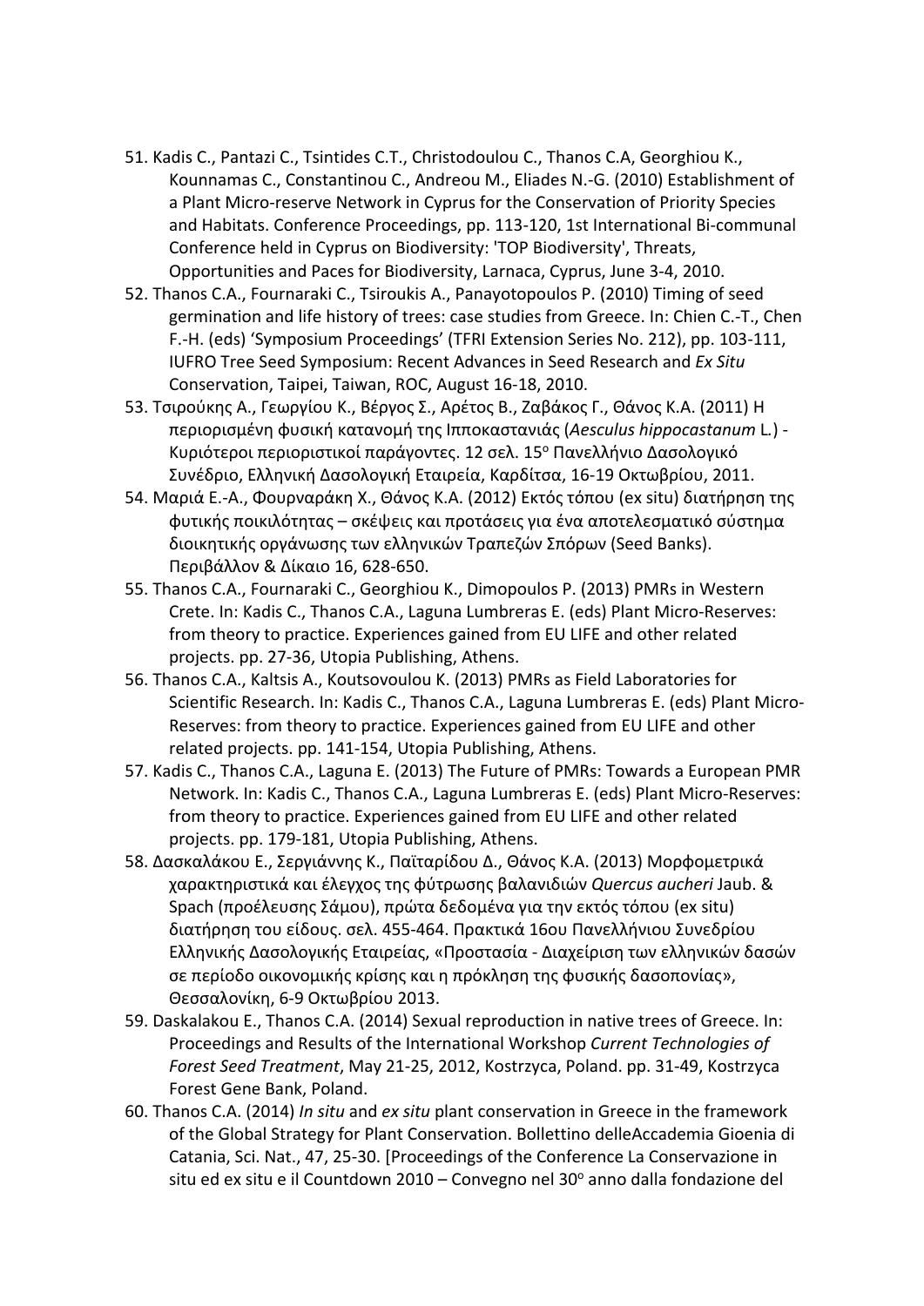51. Kadis C., Pantazi C., Tsintides C.T., Christodoulou C., Thanos C.A, Georghiou K., Kounnamas C., Constantinou C., Andreou M., Eliades N.-G. (2010) Establishment of a Plant Micro-reserve Network in Cyprus for the Conservation of Priority Species and Habitats. Conference Proceedings, pp. 113-120, 1st International Bi-communal Conference held in Cyprus on Biodiversity: 'TOP Biodiversity', Threats, Opportunities and Paces for Biodiversity, Larnaca, Cyprus, June 3-4, 2010.
52. Thanos C.A., Fournaraki C., Tsiroukis A., Panayotopoulos P. (2010) Timing of seed germination and life history of trees: case studies from Greece. In: Chien C.-T., Chen F.-H. (eds) 'Symposium Proceedings' (TFRI Extension Series No. 212), pp. 103-111, IUFRO Tree Seed Symposium: Recent Advances in Seed Research and *Ex Situ* Conservation, Taipei, Taiwan, ROC, August 16-18, 2010.
53. Τσιρούκης Α., Γεωργίου Κ., Βέργος Σ., Αρέτος Β., Ζαβάκος Γ., Θάνος Κ.Α. (2011) Η περιορισμένη φυσική κατανομή της Ιπποκαστανιάς (*Aesculus hippocastanum* L.) - Κυριότεροι περιοριστικοί παράγοντες. 12 σελ. 15ο Πανελλήνιο Δασολογικό Συνέδριο, Ελληνική Δασολογική Εταιρεία, Καρδίτσα, 16-19 Οκτωβρίου, 2011.
54. Μαριά Ε.-Α., Φουρναράκη Χ., Θάνος Κ.Α. (2012) Εκτός τόπου (ex situ) διατήρηση της φυτικής ποικιλότητας – σκέψεις και προτάσεις για ένα αποτελεσματικό σύστημα διοικητικής οργάνωσης των ελληνικών Τραπεζών Σπόρων (Seed Banks). Περιβάλλον & Δίκαιο 16, 628-650.
55. Thanos C.A., Fournaraki C., Georghiou K., Dimopoulos P. (2013) PMRs in Western Crete. In: Kadis C., Thanos C.A., Laguna Lumbreras E. (eds) Plant Micro-Reserves: from theory to practice. Experiences gained from EU LIFE and other related projects. pp. 27-36, Utopia Publishing, Athens.
56. Thanos C.A., Kaltsis A., Koutsovoulou K. (2013) PMRs as Field Laboratories for Scientific Research. In: Kadis C., Thanos C.A., Laguna Lumbreras E. (eds) Plant Micro-Reserves: from theory to practice. Experiences gained from EU LIFE and other related projects. pp. 141-154, Utopia Publishing, Athens.
57. Kadis C., Thanos C.A., Laguna E. (2013) The Future of PMRs: Towards a European PMR Network. In: Kadis C., Thanos C.A., Laguna Lumbreras E. (eds) Plant Micro-Reserves: from theory to practice. Experiences gained from EU LIFE and other related projects. pp. 179-181, Utopia Publishing, Athens.
58. Δασκαλάκου Ε., Σεργιάννης Κ., Παϊταρίδου Δ., Θάνος Κ.Α. (2013) Μορφομετρικά χαρακτηριστικά και έλεγχος της φύτρωσης βαλανιδιών *Quercus aucheri* Jaub. & Spach (προέλευσης Σάμου), πρώτα δεδομένα για την εκτός τόπου (ex situ) διατήρηση του είδους. σελ. 455-464. Πρακτικά 16ου Πανελλήνιου Συνεδρίου Ελληνικής Δασολογικής Εταιρείας, «Προστασία - Διαχείριση των ελληνικών δασών σε περίοδο οικονομικής κρίσης και η πρόκληση της φυσικής δασοπονίας», Θεσσαλονίκη, 6-9 Οκτωβρίου 2013.
59. Daskalakou E., Thanos C.A. (2014) Sexual reproduction in native trees of Greece. In: Proceedings and Results of the International Workshop *Current Technologies of Forest Seed Treatment*, May 21-25, 2012, Kostrzyca, Poland. pp. 31-49, Kostrzyca Forest Gene Bank, Poland.
60. Thanos C.A. (2014) *In situ* and *ex situ* plant conservation in Greece in the framework of the Global Strategy for Plant Conservation. Bollettino delleAccademia Gioenia di Catania, Sci. Nat., 47, 25-30. [Proceedings of the Conference La Conservazione in situ ed ex situ e il Countdown 2010 – Convegno nel 30o anno dalla fondazione del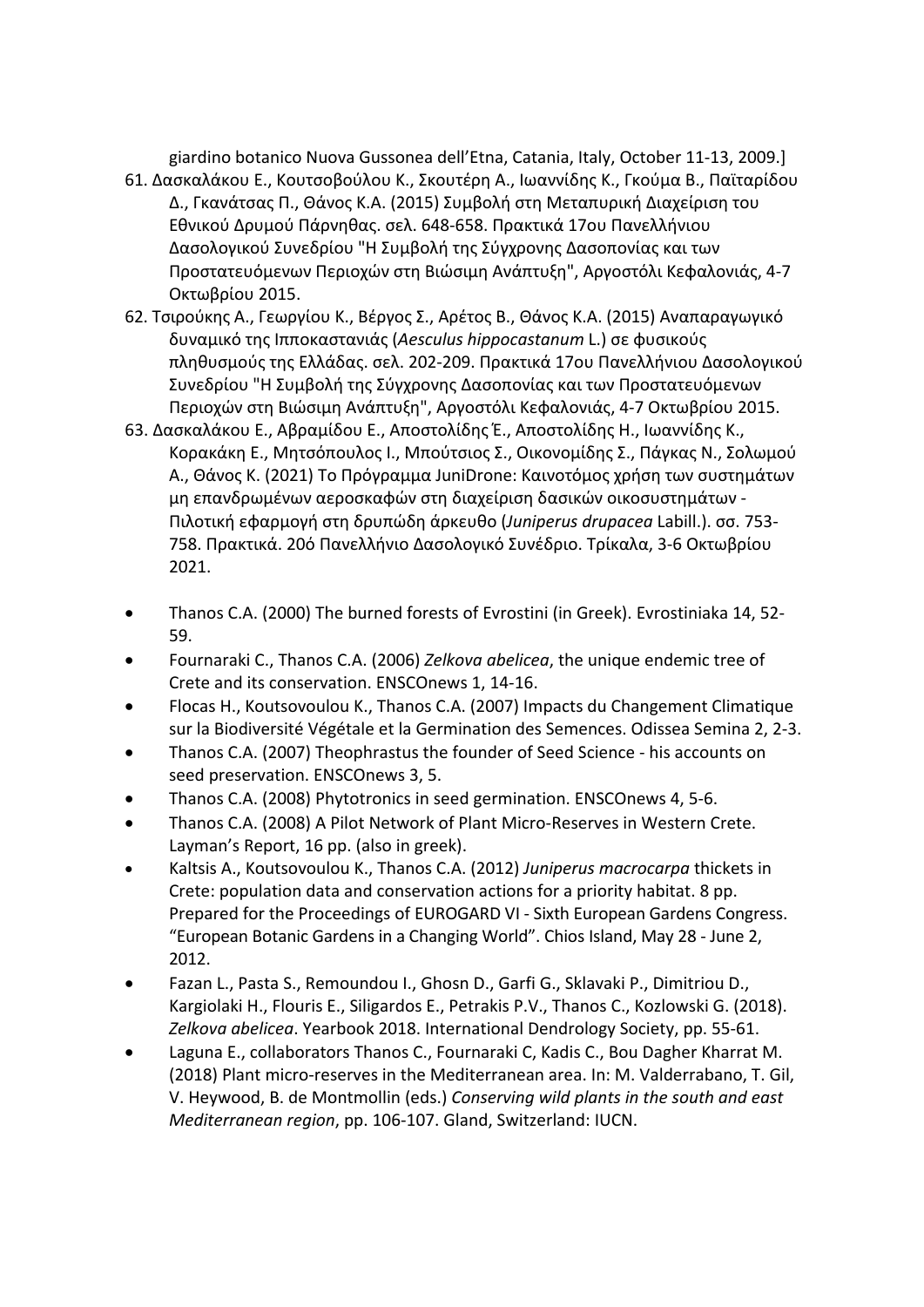giardino botanico Nuova Gussonea dell'Etna, Catania, Italy, October 11-13, 2009.]

61. Δασκαλάκου Ε., Κουτσοβούλου Κ., Σκουτέρη Α., Ιωαννίδης Κ., Γκούμα Β., Παϊταρίδου Δ., Γκανάτσας Π., Θάνος Κ.Α. (2015) Συμβολή στη Μεταπυρική Διαχείριση του Εθνικού Δρυμού Πάρνηθας. σελ. 648-658. Πρακτικά 17ου Πανελλήνιου Δασολογικού Συνεδρίου "Η Συμβολή της Σύγχρονης Δασοπονίας και των Προστατευόμενων Περιοχών στη Βιώσιμη Ανάπτυξη", Αργοστόλι Κεφαλονιάς, 4-7 Οκτωβρίου 2015.
62. Τσιρούκης Α., Γεωργίου Κ., Βέργος Σ., Αρέτος Β., Θάνος Κ.Α. (2015) Αναπαραγωγικό δυναμικό της Ιπποκαστανιάς (*Aesculus hippocastanum* L.) σε φυσικούς πληθυσμούς της Ελλάδας. σελ. 202-209. Πρακτικά 17ου Πανελλήνιου Δασολογικού Συνεδρίου "Η Συμβολή της Σύγχρονης Δασοπονίας και των Προστατευόμενων Περιοχών στη Βιώσιμη Ανάπτυξη", Αργοστόλι Κεφαλονιάς, 4-7 Οκτωβρίου 2015.
63. Δασκαλάκου Ε., Αβραμίδου Ε., Αποστολίδης Έ., Αποστολίδης Η., Ιωαννίδης Κ., Κορακάκη Ε., Μητσόπουλος Ι., Μπούτσιος Σ., Οικονομίδης Σ., Πάγκας Ν., Σολωμού Α., Θάνος Κ. (2021) Το Πρόγραμμα JuniDrone: Καινοτόμος χρήση των συστημάτων μη επανδρωμένων αεροσκαφών στη διαχείριση δασικών οικοσυστημάτων - Πιλοτική εφαρμογή στη δρυπώδη άρκευθο (*Juniperus drupacea* Labill.). σσ. 753-758. Πρακτικά. 20ό Πανελλήνιο Δασολογικό Συνέδριο. Τρίκαλα, 3-6 Οκτωβρίου 2021.

- Thanos C.A. (2000) The burned forests of Evrostini (in Greek). Evrostiniaka 14, 52-59.
- Fournaraki C., Thanos C.A. (2006) *Zelkova abelicea*, the unique endemic tree of Crete and its conservation. ENSCOnews 1, 14-16.
- Flocas H., Koutsovoulou K., Thanos C.A. (2007) Impacts du Changement Climatique sur la Biodiversité Végétale et la Germination des Semences. Odissea Semina 2, 2-3.
- Thanos C.A. (2007) Theophrastus the founder of Seed Science - his accounts on seed preservation. ENSCOnews 3, 5.
- Thanos C.A. (2008) Phytotronics in seed germination. ENSCOnews 4, 5-6.
- Thanos C.A. (2008) A Pilot Network of Plant Micro-Reserves in Western Crete. Layman's Report, 16 pp. (also in greek).
- Kaltsis A., Koutsovoulou K., Thanos C.A. (2012) *Juniperus macrocarpa* thickets in Crete: population data and conservation actions for a priority habitat. 8 pp. Prepared for the Proceedings of EUROGARD VI - Sixth European Gardens Congress. "European Botanic Gardens in a Changing World". Chios Island, May 28 - June 2, 2012.
- Fazan L., Pasta S., Remoundou I., Ghosn D., Garfi G., Sklavaki P., Dimitriou D., Kargiolaki H., Flouris E., Siligardos E., Petrakis P.V., Thanos C., Kozlowski G. (2018). *Zelkova abelicea*. Yearbook 2018. International Dendrology Society, pp. 55-61.
- Laguna E., collaborators Thanos C., Fournaraki C, Kadis C., Bou Dagher Kharrat M. (2018) Plant micro-reserves in the Mediterranean area. In: M. Valderrabano, T. Gil, V. Heywood, B. de Montmollin (eds.) *Conserving wild plants in the south and east Mediterranean region*, pp. 106-107. Gland, Switzerland: IUCN.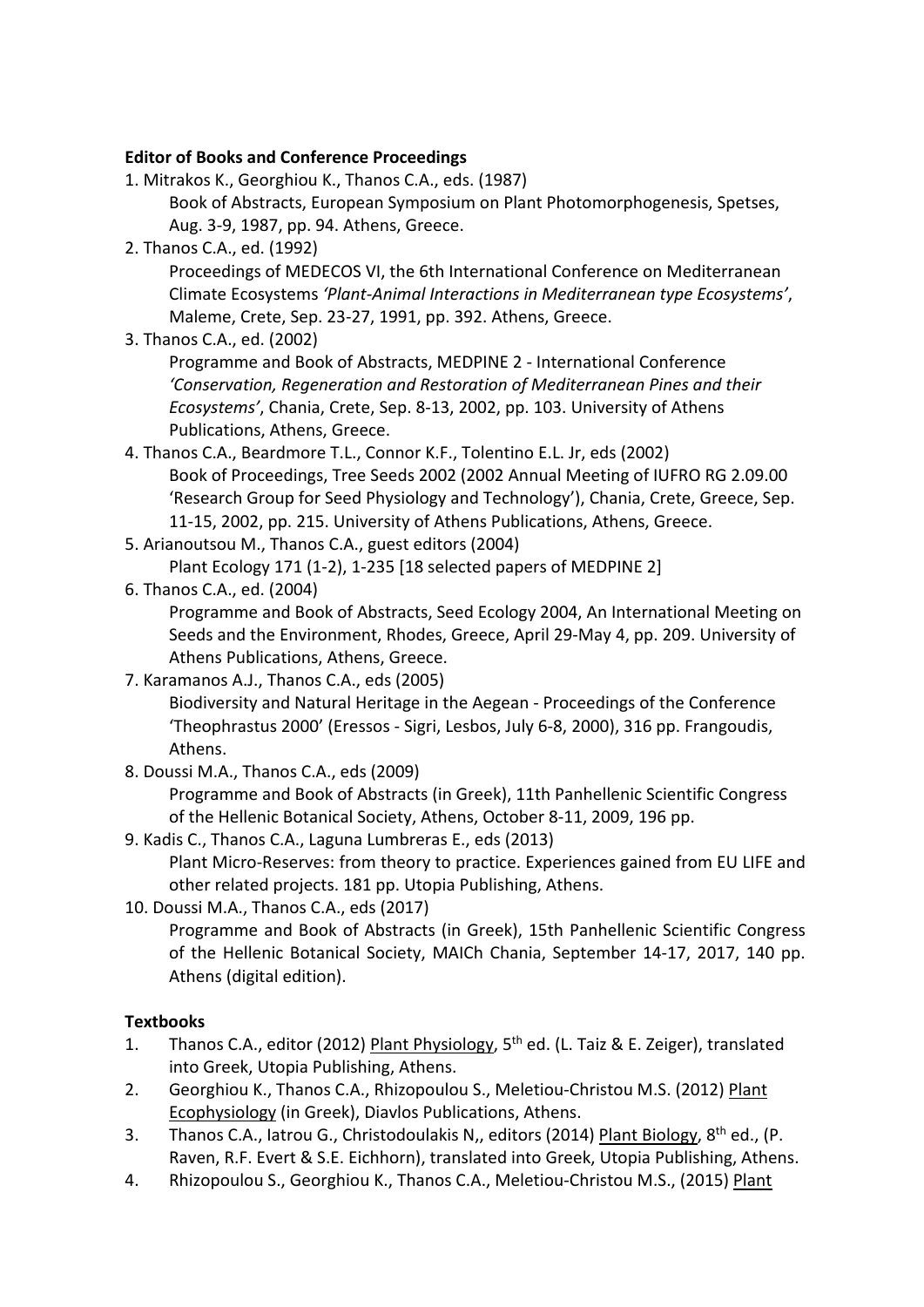**Editor of Books and Conference Proceedings**

1. Mitrakos K., Georghiou K., Thanos C.A., eds. (1987)
   Book of Abstracts, European Symposium on Plant Photomorphogenesis, Spetses, Aug. 3-9, 1987, pp. 94. Athens, Greece.
2. Thanos C.A., ed. (1992)
   Proceedings of MEDECOS VI, the 6th International Conference on Mediterranean Climate Ecosystems *'Plant-Animal Interactions in Mediterranean type Ecosystems'*, Maleme, Crete, Sep. 23-27, 1991, pp. 392. Athens, Greece.
3. Thanos C.A., ed. (2002)
   Programme and Book of Abstracts, MEDPINE 2 - International Conference *'Conservation, Regeneration and Restoration of Mediterranean Pines and their Ecosystems'*, Chania, Crete, Sep. 8-13, 2002, pp. 103. University of Athens Publications, Athens, Greece.
4. Thanos C.A., Beardmore T.L., Connor K.F., Tolentino E.L. Jr, eds (2002)
   Book of Proceedings, Tree Seeds 2002 (2002 Annual Meeting of IUFRO RG 2.09.00 'Research Group for Seed Physiology and Technology'), Chania, Crete, Greece, Sep. 11-15, 2002, pp. 215. University of Athens Publications, Athens, Greece.
5. Arianoutsou M., Thanos C.A., guest editors (2004)
   Plant Ecology 171 (1-2), 1-235 [18 selected papers of MEDPINE 2]
6. Thanos C.A., ed. (2004)
   Programme and Book of Abstracts, Seed Ecology 2004, An International Meeting on Seeds and the Environment, Rhodes, Greece, April 29-May 4, pp. 209. University of Athens Publications, Athens, Greece.
7. Karamanos A.J., Thanos C.A., eds (2005)
   Biodiversity and Natural Heritage in the Aegean - Proceedings of the Conference 'Theophrastus 2000' (Eressos - Sigri, Lesbos, July 6-8, 2000), 316 pp. Frangoudis, Athens.
8. Doussi M.A., Thanos C.A., eds (2009)
   Programme and Book of Abstracts (in Greek), 11th Panhellenic Scientific Congress of the Hellenic Botanical Society, Athens, October 8-11, 2009, 196 pp.
9. Kadis C., Thanos C.A., Laguna Lumbreras E., eds (2013)
   Plant Micro-Reserves: from theory to practice. Experiences gained from EU LIFE and other related projects. 181 pp. Utopia Publishing, Athens.
10. Doussi M.A., Thanos C.A., eds (2017)
    Programme and Book of Abstracts (in Greek), 15th Panhellenic Scientific Congress of the Hellenic Botanical Society, MAICh Chania, September 14-17, 2017, 140 pp. Athens (digital edition).

**Textbooks**

1. Thanos C.A., editor (2012) Plant Physiology, 5th ed. (L. Taiz & E. Zeiger), translated into Greek, Utopia Publishing, Athens.
2. Georghiou K., Thanos C.A., Rhizopoulou S., Meletiou-Christou M.S. (2012) Plant Ecophysiology (in Greek), Diavlos Publications, Athens.
3. Thanos C.A., Iatrou G., Christodoulakis N,, editors (2014) Plant Biology, 8th ed., (P. Raven, R.F. Evert & S.E. Eichhorn), translated into Greek, Utopia Publishing, Athens.
4. Rhizopoulou S., Georghiou K., Thanos C.A., Meletiou-Christou M.S., (2015) Plant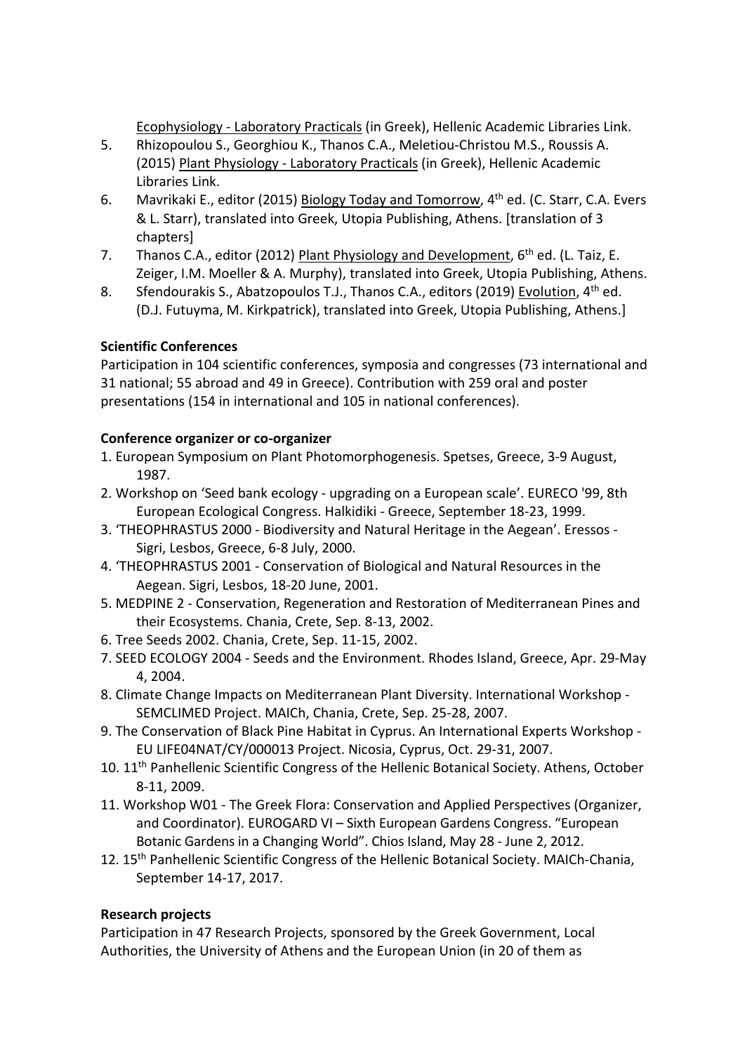Ecophysiology - Laboratory Practicals (in Greek), Hellenic Academic Libraries Link.

5. Rhizopoulou S., Georghiou K., Thanos C.A., Meletiou-Christou M.S., Roussis A. (2015) Plant Physiology - Laboratory Practicals (in Greek), Hellenic Academic Libraries Link.
6. Mavrikaki E., editor (2015) Biology Today and Tomorrow, 4th ed. (C. Starr, C.A. Evers & L. Starr), translated into Greek, Utopia Publishing, Athens. [translation of 3 chapters]
7. Thanos C.A., editor (2012) Plant Physiology and Development, 6th ed. (L. Taiz, E. Zeiger, I.M. Moeller & A. Murphy), translated into Greek, Utopia Publishing, Athens.
8. Sfendourakis S., Abatzopoulos T.J., Thanos C.A., editors (2019) Evolution, 4th ed. (D.J. Futuyma, M. Kirkpatrick), translated into Greek, Utopia Publishing, Athens.]

**Scientific Conferences**

Participation in 104 scientific conferences, symposia and congresses (73 international and 31 national; 55 abroad and 49 in Greece). Contribution with 259 oral and poster presentations (154 in international and 105 in national conferences).

**Conference organizer or co-organizer**

1. European Symposium on Plant Photomorphogenesis. Spetses, Greece, 3-9 August, 1987.
2. Workshop on 'Seed bank ecology - upgrading on a European scale'. EURECO '99, 8th European Ecological Congress. Halkidiki - Greece, September 18-23, 1999.
3. 'THEOPHRASTUS 2000 - Biodiversity and Natural Heritage in the Aegean'. Eressos - Sigri, Lesbos, Greece, 6-8 July, 2000.
4. 'THEOPHRASTUS 2001 - Conservation of Biological and Natural Resources in the Aegean. Sigri, Lesbos, 18-20 June, 2001.
5. MEDPINE 2 - Conservation, Regeneration and Restoration of Mediterranean Pines and their Ecosystems. Chania, Crete, Sep. 8-13, 2002.
6. Tree Seeds 2002. Chania, Crete, Sep. 11-15, 2002.
7. SEED ECOLOGY 2004 - Seeds and the Environment. Rhodes Island, Greece, Apr. 29-May 4, 2004.
8. Climate Change Impacts on Mediterranean Plant Diversity. International Workshop - SEMCLIMED Project. MAICh, Chania, Crete, Sep. 25-28, 2007.
9. The Conservation of Black Pine Habitat in Cyprus. An International Experts Workshop - EU LIFE04NAT/CY/000013 Project. Nicosia, Cyprus, Oct. 29-31, 2007.
10. 11th Panhellenic Scientific Congress of the Hellenic Botanical Society. Athens, October 8-11, 2009.
11. Workshop W01 - The Greek Flora: Conservation and Applied Perspectives (Organizer, and Coordinator). EUROGARD VI – Sixth European Gardens Congress. "European Botanic Gardens in a Changing World". Chios Island, May 28 - June 2, 2012.
12. 15th Panhellenic Scientific Congress of the Hellenic Botanical Society. MAICh-Chania, September 14-17, 2017.

**Research projects**

Participation in 47 Research Projects, sponsored by the Greek Government, Local Authorities, the University of Athens and the European Union (in 20 of them as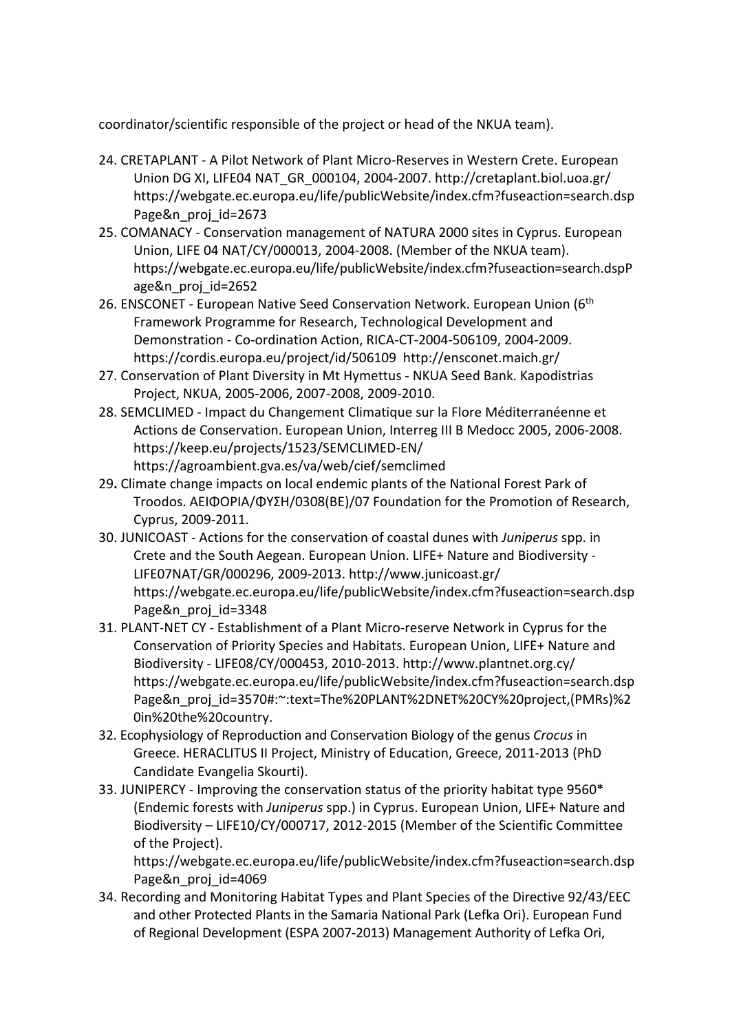coordinator/scientific responsible of the project or head of the NKUA team).

24. CRETAPLANT - A Pilot Network of Plant Micro-Reserves in Western Crete. European Union DG XI, LIFE04 NAT_GR_000104, 2004-2007. http://cretaplant.biol.uoa.gr/ https://webgate.ec.europa.eu/life/publicWebsite/index.cfm?fuseaction=search.dspPage&n_proj_id=2673
25. COMANACY - Conservation management of NATURA 2000 sites in Cyprus. European Union, LIFE 04 NAT/CY/000013, 2004-2008. (Member of the NKUA team). https://webgate.ec.europa.eu/life/publicWebsite/index.cfm?fuseaction=search.dspPage&n_proj_id=2652
26. ENSCONET - European Native Seed Conservation Network. European Union (6th Framework Programme for Research, Technological Development and Demonstration - Co-ordination Action, RICA-CT-2004-506109, 2004-2009. https://cordis.europa.eu/project/id/506109 http://ensconet.maich.gr/
27. Conservation of Plant Diversity in Mt Hymettus - NKUA Seed Bank. Kapodistrias Project, NKUA, 2005-2006, 2007-2008, 2009-2010.
28. SEMCLIMED - Impact du Changement Climatique sur la Flore Méditerranéenne et Actions de Conservation. European Union, Interreg III B Medocc 2005, 2006-2008. https://keep.eu/projects/1523/SEMCLIMED-EN/ https://agroambient.gva.es/va/web/cief/semclimed
29. Climate change impacts on local endemic plants of the National Forest Park of Troodos. ΑΕΙΦΟΡΙΑ/ΦΥΣΗ/0308(ΒΕ)/07 Foundation for the Promotion of Research, Cyprus, 2009-2011.
30. JUNICOAST - Actions for the conservation of coastal dunes with *Juniperus* spp. in Crete and the South Aegean. European Union. LIFE+ Nature and Biodiversity - LIFE07NAT/GR/000296, 2009-2013. http://www.junicoast.gr/ https://webgate.ec.europa.eu/life/publicWebsite/index.cfm?fuseaction=search.dspPage&n_proj_id=3348
31. PLANT-NET CY - Establishment of a Plant Micro-reserve Network in Cyprus for the Conservation of Priority Species and Habitats. European Union, LIFE+ Nature and Biodiversity - LIFE08/CY/000453, 2010-2013. http://www.plantnet.org.cy/ https://webgate.ec.europa.eu/life/publicWebsite/index.cfm?fuseaction=search.dspPage&n_proj_id=3570#:~:text=The%20PLANT%2DNET%20CY%20project,(PMRs)%20in%20the%20country.
32. Ecophysiology of Reproduction and Conservation Biology of the genus *Crocus* in Greece. HERACLITUS II Project, Ministry of Education, Greece, 2011-2013 (PhD Candidate Evangelia Skourti).
33. JUNIPERCY - Improving the conservation status of the priority habitat type 9560* (Endemic forests with *Juniperus* spp.) in Cyprus. European Union, LIFE+ Nature and Biodiversity – LIFE10/CY/000717, 2012-2015 (Member of the Scientific Committee of the Project). https://webgate.ec.europa.eu/life/publicWebsite/index.cfm?fuseaction=search.dspPage&n_proj_id=4069
34. Recording and Monitoring Habitat Types and Plant Species of the Directive 92/43/EEC and other Protected Plants in the Samaria National Park (Lefka Ori). European Fund of Regional Development (ESPA 2007-2013) Management Authority of Lefka Ori,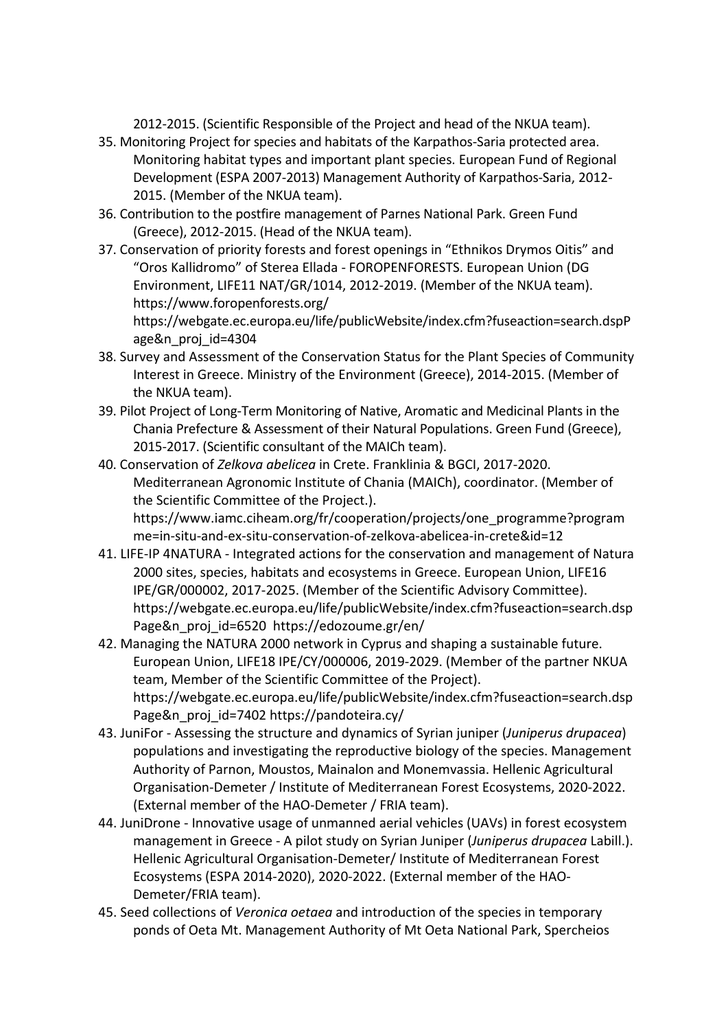2012-2015. (Scientific Responsible of the Project and head of the NKUA team).

35. Monitoring Project for species and habitats of the Karpathos-Saria protected area. Monitoring habitat types and important plant species. European Fund of Regional Development (ESPA 2007-2013) Management Authority of Karpathos-Saria, 2012-2015. (Member of the NKUA team).
36. Contribution to the postfire management of Parnes National Park. Green Fund (Greece), 2012-2015. (Head of the NKUA team).
37. Conservation of priority forests and forest openings in “Ethnikos Drymos Oitis” and “Oros Kallidromo” of Sterea Ellada - FOROPENFORESTS. European Union (DG Environment, LIFE11 NAT/GR/1014, 2012-2019. (Member of the NKUA team). https://www.foropenforests.org/ https://webgate.ec.europa.eu/life/publicWebsite/index.cfm?fuseaction=search.dspPage&n_proj_id=4304
38. Survey and Assessment of the Conservation Status for the Plant Species of Community Interest in Greece. Ministry of the Environment (Greece), 2014-2015. (Member of the NKUA team).
39. Pilot Project of Long-Term Monitoring of Native, Aromatic and Medicinal Plants in the Chania Prefecture & Assessment of their Natural Populations. Green Fund (Greece), 2015-2017. (Scientific consultant of the MAICh team).
40. Conservation of *Zelkova abelicea* in Crete. Franklinia & BGCI, 2017-2020. Mediterranean Agronomic Institute of Chania (MAICh), coordinator. (Member of the Scientific Committee of the Project.). https://www.iamc.ciheam.org/fr/cooperation/projects/one_programme?programme=in-situ-and-ex-situ-conservation-of-zelkova-abelicea-in-crete&id=12
41. LIFE-IP 4NATURA - Integrated actions for the conservation and management of Natura 2000 sites, species, habitats and ecosystems in Greece. European Union, LIFE16 IPE/GR/000002, 2017-2025. (Member of the Scientific Advisory Committee). https://webgate.ec.europa.eu/life/publicWebsite/index.cfm?fuseaction=search.dspPage&n_proj_id=6520 https://edozoume.gr/en/
42. Managing the NATURA 2000 network in Cyprus and shaping a sustainable future. European Union, LIFE18 IPE/CY/000006, 2019-2029. (Member of the partner NKUA team, Member of the Scientific Committee of the Project). https://webgate.ec.europa.eu/life/publicWebsite/index.cfm?fuseaction=search.dspPage&n_proj_id=7402 https://pandoteira.cy/
43. JuniFor - Assessing the structure and dynamics of Syrian juniper (*Juniperus drupacea*) populations and investigating the reproductive biology of the species. Management Authority of Parnon, Moustos, Mainalon and Monemvassia. Hellenic Agricultural Organisation-Demeter / Institute of Mediterranean Forest Ecosystems, 2020-2022. (External member of the HAO-Demeter / FRIA team).
44. JuniDrone - Innovative usage of unmanned aerial vehicles (UAVs) in forest ecosystem management in Greece - A pilot study on Syrian Juniper (*Juniperus drupacea* Labill.). Hellenic Agricultural Organisation-Demeter/ Institute of Mediterranean Forest Ecosystems (ESPA 2014-2020), 2020-2022. (External member of the HAO-Demeter/FRIA team).
45. Seed collections of *Veronica oetaea* and introduction of the species in temporary ponds of Oeta Mt. Management Authority of Mt Oeta National Park, Spercheios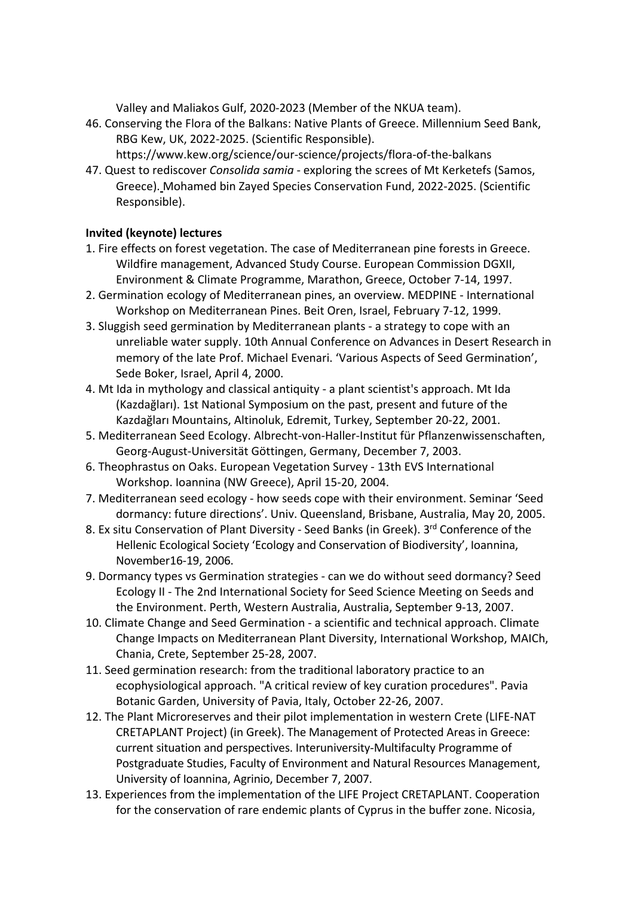Valley and Maliakos Gulf, 2020-2023 (Member of the NKUA team).

46. Conserving the Flora of the Balkans: Native Plants of Greece. Millennium Seed Bank, RBG Kew, UK, 2022-2025. (Scientific Responsible). https://www.kew.org/science/our-science/projects/flora-of-the-balkans
47. Quest to rediscover *Consolida samia* - exploring the screes of Mt Kerketefs (Samos, Greece). Mohamed bin Zayed Species Conservation Fund, 2022-2025. (Scientific Responsible).

**Invited (keynote) lectures**

1. Fire effects on forest vegetation. The case of Mediterranean pine forests in Greece. Wildfire management, Advanced Study Course. European Commission DGXII, Environment & Climate Programme, Marathon, Greece, October 7-14, 1997.
2. Germination ecology of Mediterranean pines, an overview. MEDPINE - International Workshop on Mediterranean Pines. Beit Oren, Israel, February 7-12, 1999.
3. Sluggish seed germination by Mediterranean plants - a strategy to cope with an unreliable water supply. 10th Annual Conference on Advances in Desert Research in memory of the late Prof. Michael Evenari. 'Various Aspects of Seed Germination', Sede Boker, Israel, April 4, 2000.
4. Mt Ida in mythology and classical antiquity - a plant scientist's approach. Mt Ida (Kazdağları). 1st National Symposium on the past, present and future of the Kazdağları Mountains, Altinoluk, Edremit, Turkey, September 20-22, 2001.
5. Mediterranean Seed Ecology. Albrecht-von-Haller-Institut für Pflanzenwissenschaften, Georg-August-Universität Göttingen, Germany, December 7, 2003.
6. Theophrastus on Oaks. European Vegetation Survey - 13th EVS International Workshop. Ioannina (NW Greece), April 15-20, 2004.
7. Mediterranean seed ecology - how seeds cope with their environment. Seminar 'Seed dormancy: future directions'. Univ. Queensland, Brisbane, Australia, May 20, 2005.
8. Ex situ Conservation of Plant Diversity - Seed Banks (in Greek). 3rd Conference of the Hellenic Ecological Society 'Ecology and Conservation of Biodiversity', Ioannina, November16-19, 2006.
9. Dormancy types vs Germination strategies - can we do without seed dormancy? Seed Ecology II - The 2nd International Society for Seed Science Meeting on Seeds and the Environment. Perth, Western Australia, Australia, September 9-13, 2007.
10. Climate Change and Seed Germination - a scientific and technical approach. Climate Change Impacts on Mediterranean Plant Diversity, International Workshop, MAICh, Chania, Crete, September 25-28, 2007.
11. Seed germination research: from the traditional laboratory practice to an ecophysiological approach. "A critical review of key curation procedures". Pavia Botanic Garden, University of Pavia, Italy, October 22-26, 2007.
12. The Plant Microreserves and their pilot implementation in western Crete (LIFE-NAT CRETAPLANT Project) (in Greek). The Management of Protected Areas in Greece: current situation and perspectives. Interuniversity-Multifaculty Programme of Postgraduate Studies, Faculty of Environment and Natural Resources Management, University of Ioannina, Agrinio, December 7, 2007.
13. Experiences from the implementation of the LIFE Project CRETAPLANT. Cooperation for the conservation of rare endemic plants of Cyprus in the buffer zone. Nicosia,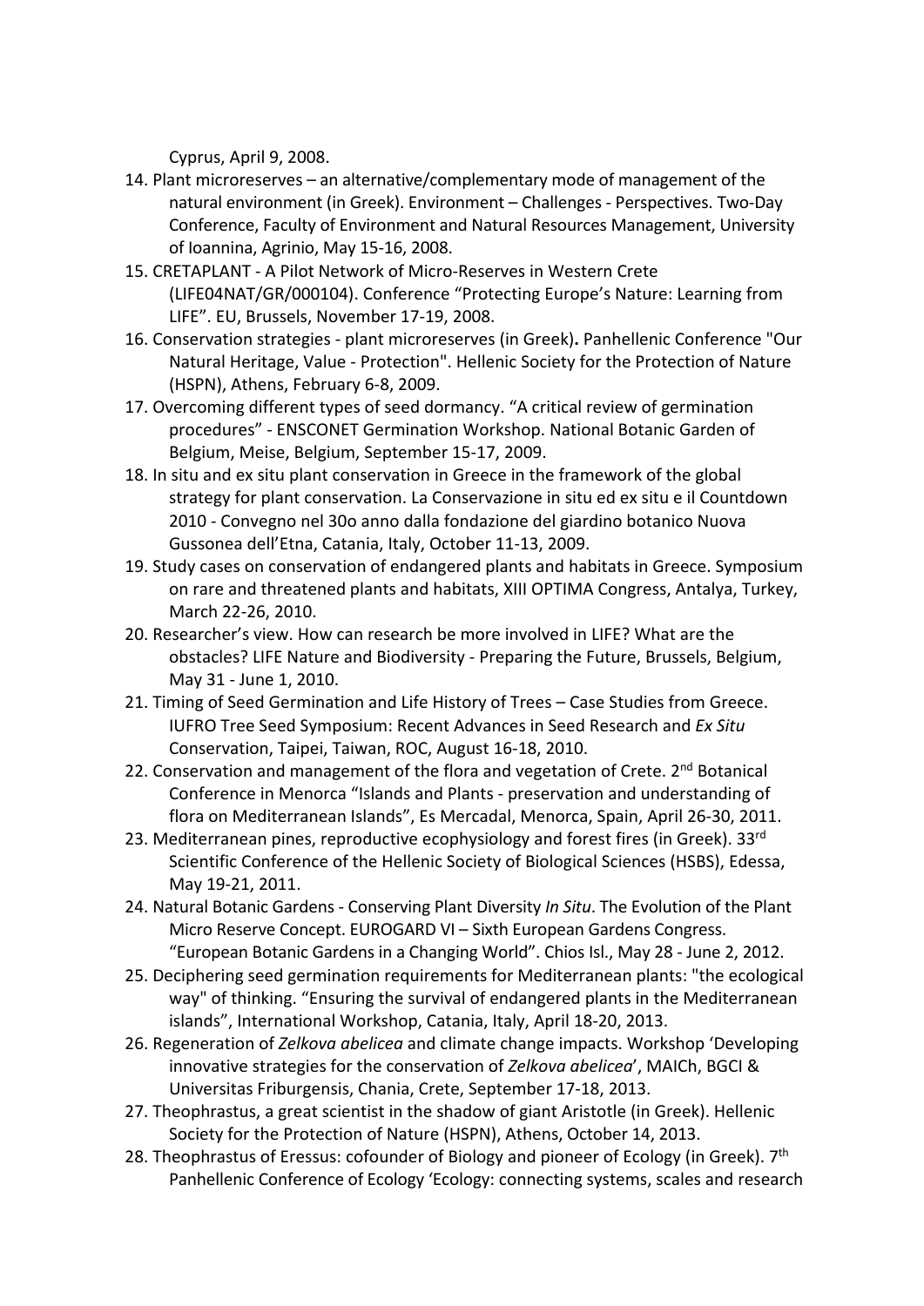Cyprus, April 9, 2008.

14. Plant microreserves – an alternative/complementary mode of management of the natural environment (in Greek). Environment – Challenges - Perspectives. Two-Day Conference, Faculty of Environment and Natural Resources Management, University of Ioannina, Agrinio, May 15-16, 2008.
15. CRETAPLANT - A Pilot Network of Micro-Reserves in Western Crete (LIFE04NAT/GR/000104). Conference "Protecting Europe's Nature: Learning from LIFE". EU, Brussels, November 17-19, 2008.
16. Conservation strategies - plant microreserves (in Greek)**.** Panhellenic Conference "Our Natural Heritage, Value - Protection". Hellenic Society for the Protection of Nature (HSPN), Athens, February 6-8, 2009.
17. Overcoming different types of seed dormancy. "A critical review of germination procedures" - ENSCONET Germination Workshop. National Botanic Garden of Belgium, Meise, Belgium, September 15-17, 2009.
18. In situ and ex situ plant conservation in Greece in the framework of the global strategy for plant conservation. La Conservazione in situ ed ex situ e il Countdown 2010 - Convegno nel 30o anno dalla fondazione del giardino botanico Nuova Gussonea dell'Etna, Catania, Italy, October 11-13, 2009.
19. Study cases on conservation of endangered plants and habitats in Greece. Symposium on rare and threatened plants and habitats, XIII OPTIMA Congress, Antalya, Turkey, March 22-26, 2010.
20. Researcher's view. How can research be more involved in LIFE? What are the obstacles? LIFE Nature and Biodiversity - Preparing the Future, Brussels, Belgium, May 31 - June 1, 2010.
21. Timing of Seed Germination and Life History of Trees – Case Studies from Greece. IUFRO Tree Seed Symposium: Recent Advances in Seed Research and *Ex Situ* Conservation, Taipei, Taiwan, ROC, August 16-18, 2010.
22. Conservation and management of the flora and vegetation of Crete. 2nd Botanical Conference in Menorca "Islands and Plants - preservation and understanding of flora on Mediterranean Islands", Es Mercadal, Menorca, Spain, April 26-30, 2011.
23. Mediterranean pines, reproductive ecophysiology and forest fires (in Greek). 33rd Scientific Conference of the Hellenic Society of Biological Sciences (HSBS), Edessa, May 19-21, 2011.
24. Natural Botanic Gardens - Conserving Plant Diversity *In Situ*. The Evolution of the Plant Micro Reserve Concept. EUROGARD VI – Sixth European Gardens Congress. "European Botanic Gardens in a Changing World". Chios Isl., May 28 - June 2, 2012.
25. Deciphering seed germination requirements for Mediterranean plants: "the ecological way" of thinking. "Ensuring the survival of endangered plants in the Mediterranean islands", International Workshop, Catania, Italy, April 18-20, 2013.
26. Regeneration of *Zelkova abelicea* and climate change impacts. Workshop 'Developing innovative strategies for the conservation of *Zelkova abelicea*', MAICh, BGCI & Universitas Friburgensis, Chania, Crete, September 17-18, 2013.
27. Theophrastus, a great scientist in the shadow of giant Aristotle (in Greek). Hellenic Society for the Protection of Nature (HSPN), Athens, October 14, 2013.
28. Theophrastus of Eressus: cofounder of Biology and pioneer of Ecology (in Greek). 7th Panhellenic Conference of Ecology 'Ecology: connecting systems, scales and research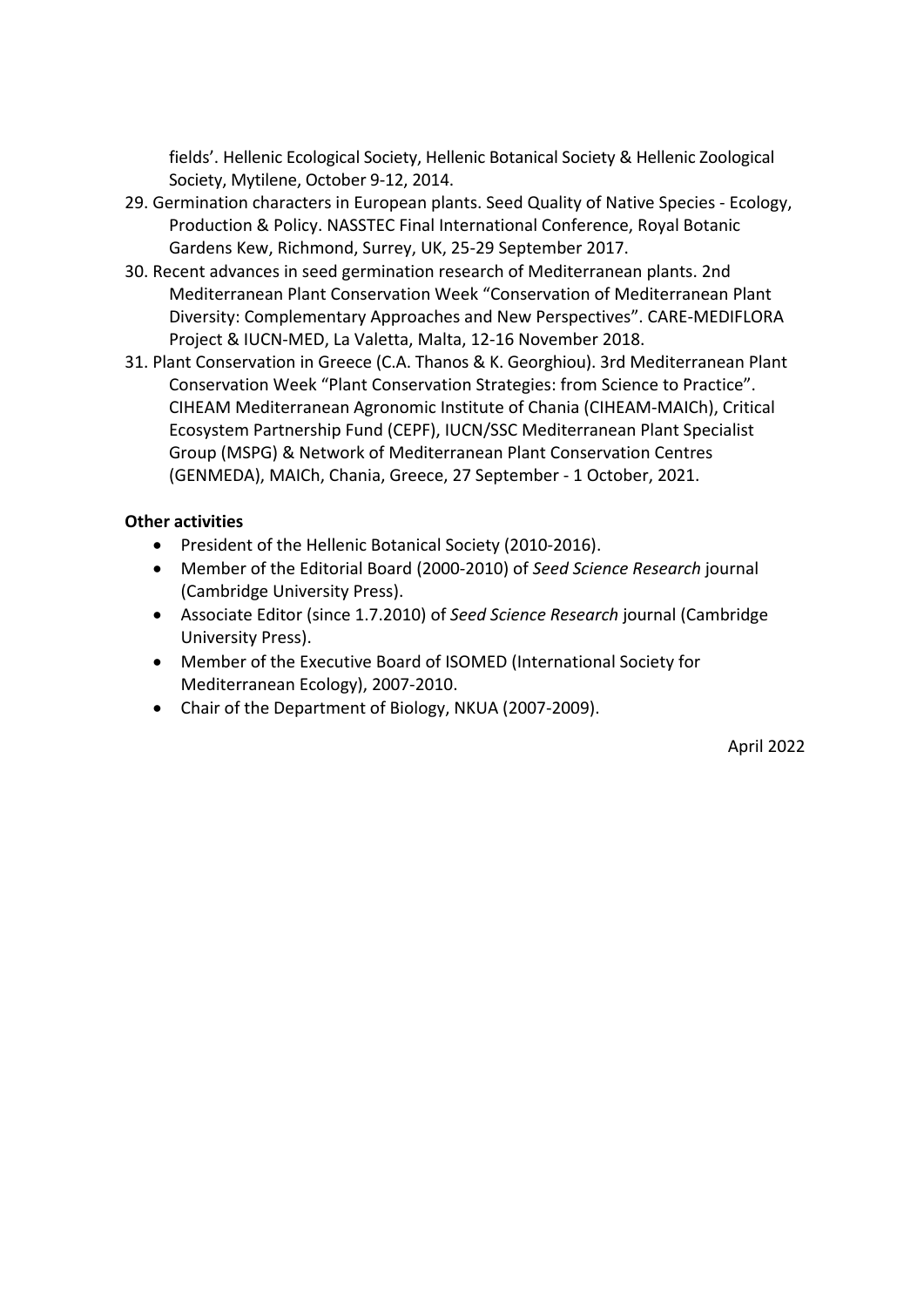fields'. Hellenic Ecological Society, Hellenic Botanical Society & Hellenic Zoological Society, Mytilene, October 9-12, 2014.

29. Germination characters in European plants. Seed Quality of Native Species - Ecology, Production & Policy. NASSTEC Final International Conference, Royal Botanic Gardens Kew, Richmond, Surrey, UK, 25-29 September 2017.
30. Recent advances in seed germination research of Mediterranean plants. 2nd Mediterranean Plant Conservation Week "Conservation of Mediterranean Plant Diversity: Complementary Approaches and New Perspectives". CARE-MEDIFLORA Project & IUCN-MED, La Valetta, Malta, 12-16 November 2018.
31. Plant Conservation in Greece (C.A. Thanos & K. Georghiou). 3rd Mediterranean Plant Conservation Week "Plant Conservation Strategies: from Science to Practice". CIHEAM Mediterranean Agronomic Institute of Chania (CIHEAM-MAICh), Critical Ecosystem Partnership Fund (CEPF), IUCN/SSC Mediterranean Plant Specialist Group (MSPG) & Network of Mediterranean Plant Conservation Centres (GENMEDA), MAICh, Chania, Greece, 27 September - 1 October, 2021.

**Other activities**

- President of the Hellenic Botanical Society (2010-2016).
- Member of the Editorial Board (2000-2010) of *Seed Science Research* journal (Cambridge University Press).
- Associate Editor (since 1.7.2010) of *Seed Science Research* journal (Cambridge University Press).
- Member of the Executive Board of ISOMED (International Society for Mediterranean Ecology), 2007-2010.
- Chair of the Department of Biology, NKUA (2007-2009).

April 2022